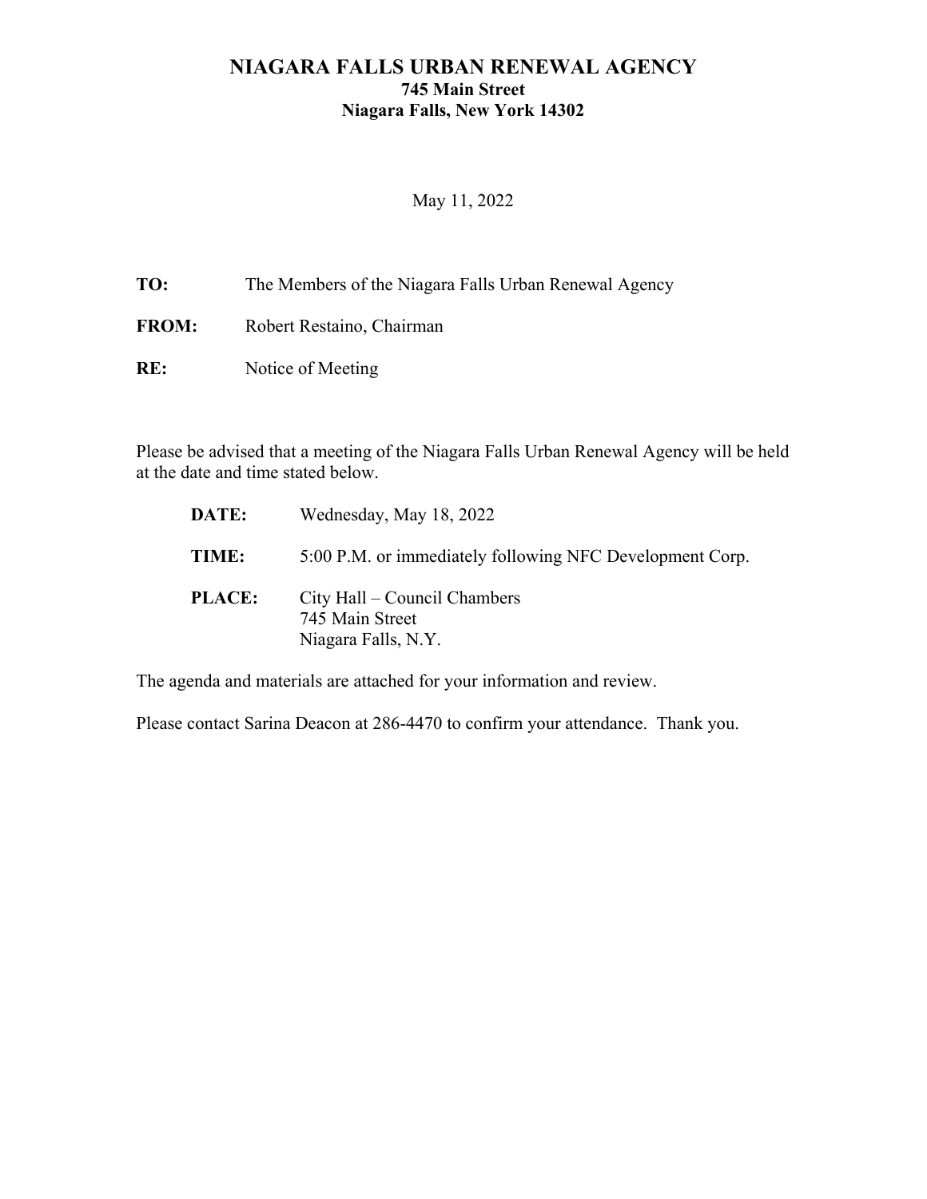# NIAGARA FALLS URBAN RENEWAL AGENCY

**745 Main Street**
**Niagara Falls, New York 14302**

May 11, 2022

**TO:** The Members of the Niagara Falls Urban Renewal Agency

**FROM:** Robert Restaino, Chairman

**RE:** Notice of Meeting

Please be advised that a meeting of the Niagara Falls Urban Renewal Agency will be held at the date and time stated below.

**DATE:** Wednesday, May 18, 2022

**TIME:** 5:00 P.M. or immediately following NFC Development Corp.

**PLACE:** City Hall – Council Chambers
745 Main Street
Niagara Falls, N.Y.

The agenda and materials are attached for your information and review.

Please contact Sarina Deacon at 286-4470 to confirm your attendance. Thank you.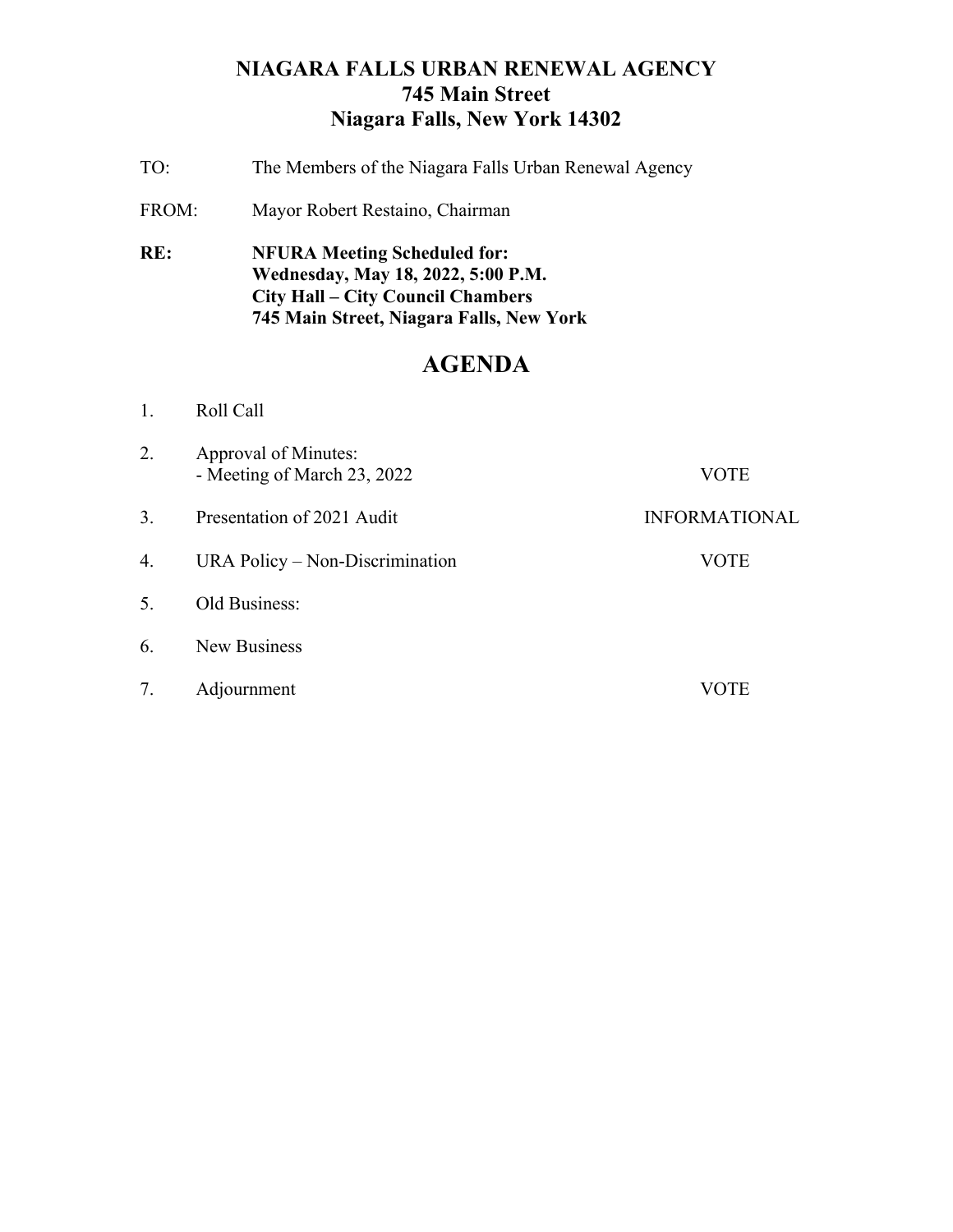# NIAGARA FALLS URBAN RENEWAL AGENCY
## 745 Main Street
## Niagara Falls, New York 14302

TO: The Members of the Niagara Falls Urban Renewal Agency

FROM: Mayor Robert Restaino, Chairman

**RE: NFURA Meeting Scheduled for:**
**Wednesday, May 18, 2022, 5:00 P.M.**
**City Hall – City Council Chambers**
**745 Main Street, Niagara Falls, New York**

# AGENDA

| | | |
|---|---|---|
| 1. | Roll Call | |
| 2. | Approval of Minutes:<br>- Meeting of March 23, 2022 | VOTE |
| 3. | Presentation of 2021 Audit | INFORMATIONAL |
| 4. | URA Policy – Non-Discrimination | VOTE |
| 5. | Old Business: | |
| 6. | New Business | |
| 7. | Adjournment | VOTE |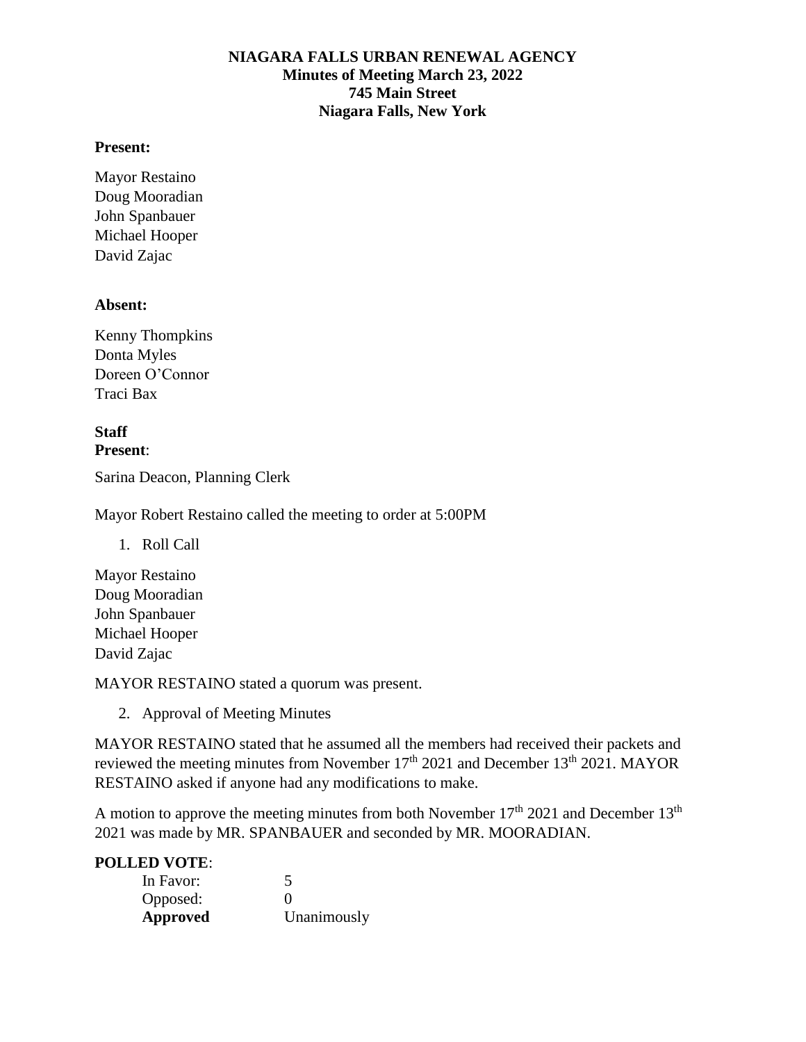# NIAGARA FALLS URBAN RENEWAL AGENCY
## Minutes of Meeting March 23, 2022
## 745 Main Street
## Niagara Falls, New York

**Present:**

Mayor Restaino
Doug Mooradian
John Spanbauer
Michael Hooper
David Zajac

**Absent:**

Kenny Thompkins
Donta Myles
Doreen O'Connor
Traci Bax

**Staff Present**:

Sarina Deacon, Planning Clerk

Mayor Robert Restaino called the meeting to order at 5:00PM

1. Roll Call

Mayor Restaino
Doug Mooradian
John Spanbauer
Michael Hooper
David Zajac

MAYOR RESTAINO stated a quorum was present.

2. Approval of Meeting Minutes

MAYOR RESTAINO stated that he assumed all the members had received their packets and reviewed the meeting minutes from November 17th 2021 and December 13th 2021. MAYOR RESTAINO asked if anyone had any modifications to make.

A motion to approve the meeting minutes from both November 17th 2021 and December 13th 2021 was made by MR. SPANBAUER and seconded by MR. MOORADIAN.

**POLLED VOTE**:

| | |
|---|---|
| In Favor: | 5 |
| Opposed: | 0 |
| **Approved** | Unanimously |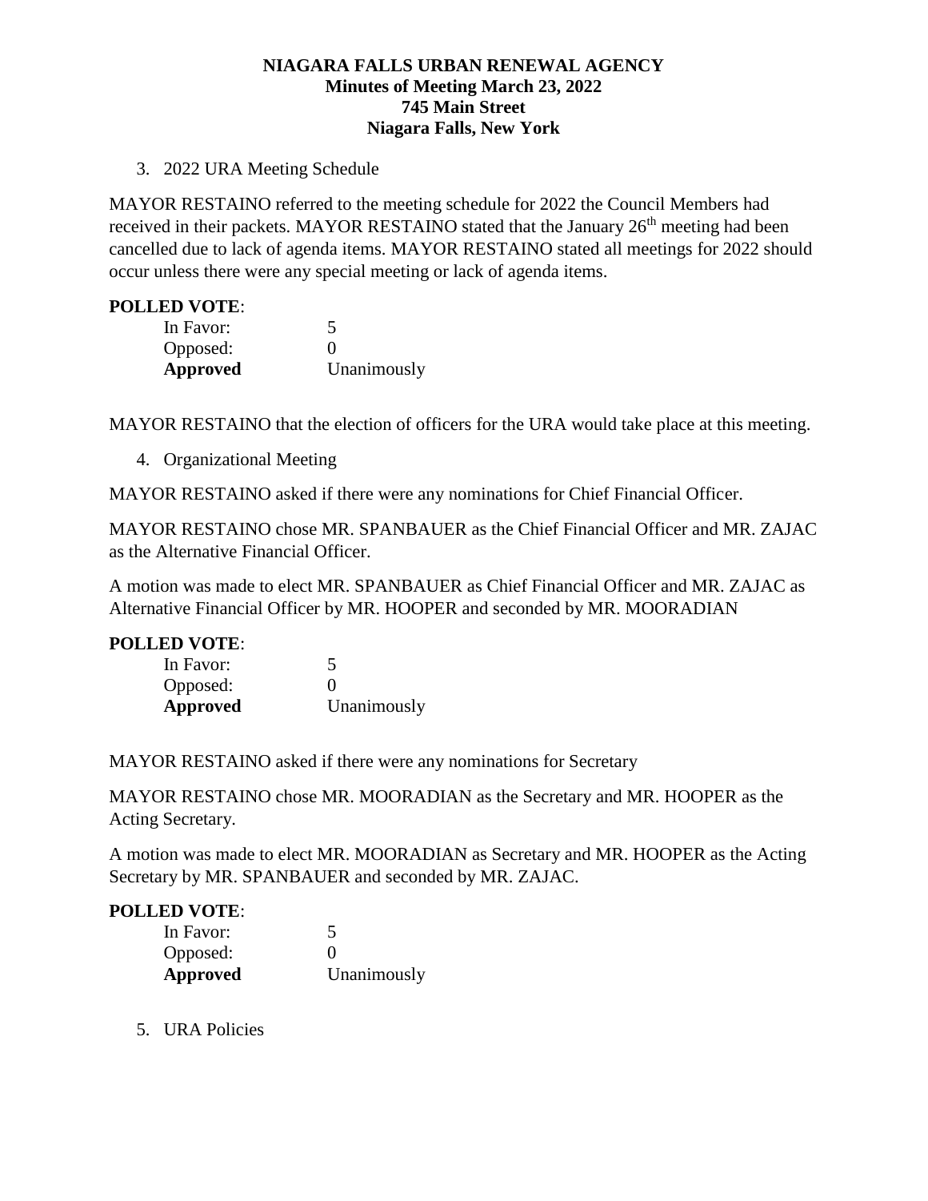**NIAGARA FALLS URBAN RENEWAL AGENCY**
**Minutes of Meeting March 23, 2022**
**745 Main Street**
**Niagara Falls, New York**

3. 2022 URA Meeting Schedule

MAYOR RESTAINO referred to the meeting schedule for 2022 the Council Members had received in their packets. MAYOR RESTAINO stated that the January 26th meeting had been cancelled due to lack of agenda items. MAYOR RESTAINO stated all meetings for 2022 should occur unless there were any special meeting or lack of agenda items.

**POLLED VOTE**:

| | |
|---|---|
| In Favor: | 5 |
| Opposed: | 0 |
| **Approved** | Unanimously |

MAYOR RESTAINO that the election of officers for the URA would take place at this meeting.

4. Organizational Meeting

MAYOR RESTAINO asked if there were any nominations for Chief Financial Officer.

MAYOR RESTAINO chose MR. SPANBAUER as the Chief Financial Officer and MR. ZAJAC as the Alternative Financial Officer.

A motion was made to elect MR. SPANBAUER as Chief Financial Officer and MR. ZAJAC as Alternative Financial Officer by MR. HOOPER and seconded by MR. MOORADIAN

**POLLED VOTE**:

| | |
|---|---|
| In Favor: | 5 |
| Opposed: | 0 |
| **Approved** | Unanimously |

MAYOR RESTAINO asked if there were any nominations for Secretary

MAYOR RESTAINO chose MR. MOORADIAN as the Secretary and MR. HOOPER as the Acting Secretary.

A motion was made to elect MR. MOORADIAN as Secretary and MR. HOOPER as the Acting Secretary by MR. SPANBAUER and seconded by MR. ZAJAC.

**POLLED VOTE**:

| | |
|---|---|
| In Favor: | 5 |
| Opposed: | 0 |
| **Approved** | Unanimously |

5. URA Policies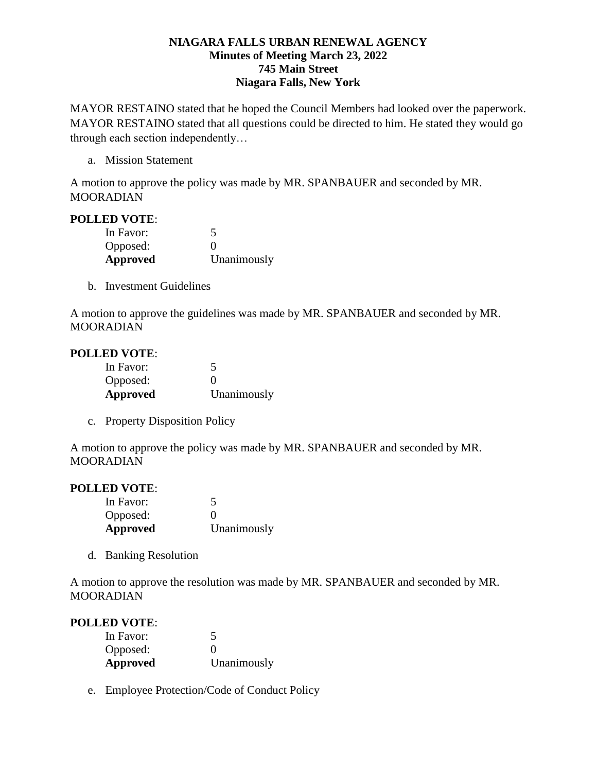**NIAGARA FALLS URBAN RENEWAL AGENCY**
**Minutes of Meeting March 23, 2022**
**745 Main Street**
**Niagara Falls, New York**

MAYOR RESTAINO stated that he hoped the Council Members had looked over the paperwork. MAYOR RESTAINO stated that all questions could be directed to him. He stated they would go through each section independently…

a. Mission Statement

A motion to approve the policy was made by MR. SPANBAUER and seconded by MR. MOORADIAN

**POLLED VOTE**:

| | |
|---|---|
| In Favor: | 5 |
| Opposed: | 0 |
| **Approved** | Unanimously |

b. Investment Guidelines

A motion to approve the guidelines was made by MR. SPANBAUER and seconded by MR. MOORADIAN

**POLLED VOTE**:

| | |
|---|---|
| In Favor: | 5 |
| Opposed: | 0 |
| **Approved** | Unanimously |

c. Property Disposition Policy

A motion to approve the policy was made by MR. SPANBAUER and seconded by MR. MOORADIAN

**POLLED VOTE**:

| | |
|---|---|
| In Favor: | 5 |
| Opposed: | 0 |
| **Approved** | Unanimously |

d. Banking Resolution

A motion to approve the resolution was made by MR. SPANBAUER and seconded by MR. MOORADIAN

**POLLED VOTE**:

| | |
|---|---|
| In Favor: | 5 |
| Opposed: | 0 |
| **Approved** | Unanimously |

e. Employee Protection/Code of Conduct Policy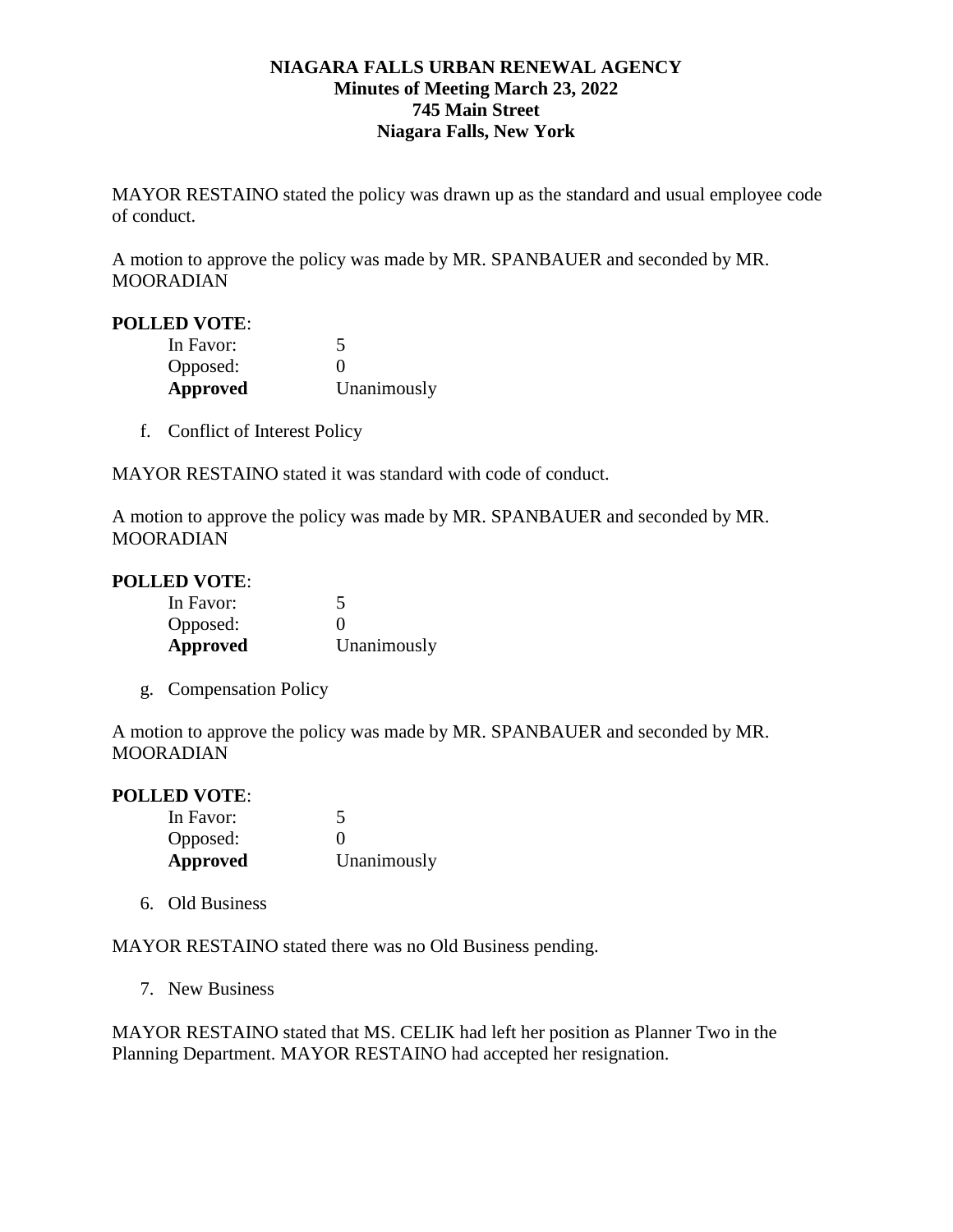**NIAGARA FALLS URBAN RENEWAL AGENCY**
**Minutes of Meeting March 23, 2022**
**745 Main Street**
**Niagara Falls, New York**

MAYOR RESTAINO stated the policy was drawn up as the standard and usual employee code of conduct.

A motion to approve the policy was made by MR. SPANBAUER and seconded by MR. MOORADIAN

**POLLED VOTE**:

| | |
|---|---|
| In Favor: | 5 |
| Opposed: | 0 |
| **Approved** | Unanimously |

f. Conflict of Interest Policy

MAYOR RESTAINO stated it was standard with code of conduct.

A motion to approve the policy was made by MR. SPANBAUER and seconded by MR. MOORADIAN

**POLLED VOTE**:

| | |
|---|---|
| In Favor: | 5 |
| Opposed: | 0 |
| **Approved** | Unanimously |

g. Compensation Policy

A motion to approve the policy was made by MR. SPANBAUER and seconded by MR. MOORADIAN

**POLLED VOTE**:

| | |
|---|---|
| In Favor: | 5 |
| Opposed: | 0 |
| **Approved** | Unanimously |

6. Old Business

MAYOR RESTAINO stated there was no Old Business pending.

7. New Business

MAYOR RESTAINO stated that MS. CELIK had left her position as Planner Two in the Planning Department. MAYOR RESTAINO had accepted her resignation.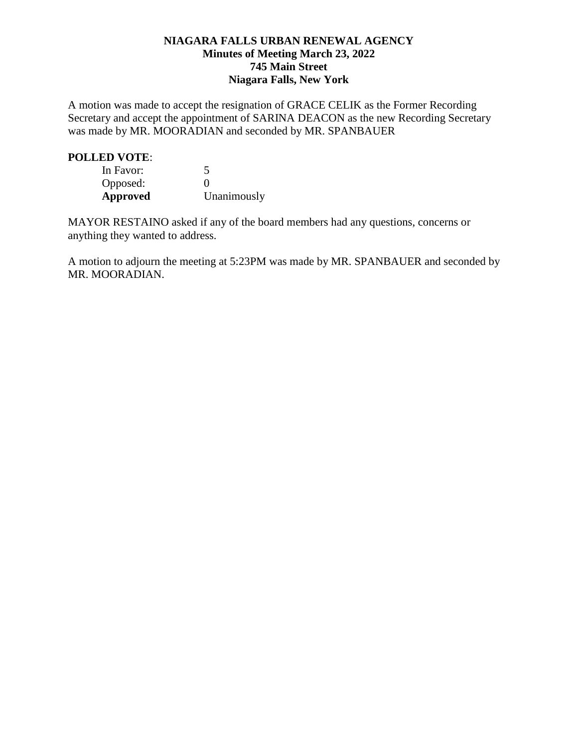**NIAGARA FALLS URBAN RENEWAL AGENCY**
**Minutes of Meeting March 23, 2022**
**745 Main Street**
**Niagara Falls, New York**

A motion was made to accept the resignation of GRACE CELIK as the Former Recording Secretary and accept the appointment of SARINA DEACON as the new Recording Secretary was made by MR. MOORADIAN and seconded by MR. SPANBAUER

**POLLED VOTE**:

| | |
|---|---|
| In Favor: | 5 |
| Opposed: | 0 |
| **Approved** | Unanimously |

MAYOR RESTAINO asked if any of the board members had any questions, concerns or anything they wanted to address.

A motion to adjourn the meeting at 5:23PM was made by MR. SPANBAUER and seconded by MR. MOORADIAN.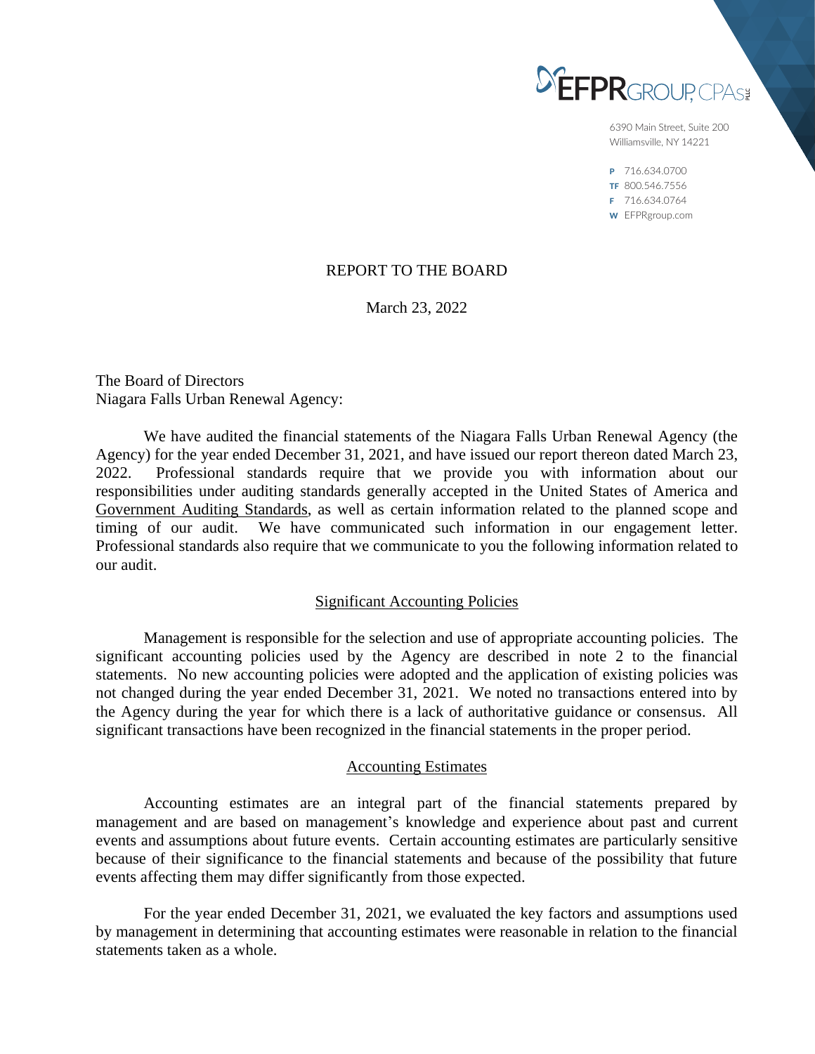EFPR GROUP, CPAs PLLC

6390 Main Street, Suite 200
Williamsville, NY 14221

P 716.634.0700
TF 800.546.7556
F 716.634.0764
W EFPRgroup.com

# REPORT TO THE BOARD

March 23, 2022

The Board of Directors
Niagara Falls Urban Renewal Agency:

We have audited the financial statements of the Niagara Falls Urban Renewal Agency (the Agency) for the year ended December 31, 2021, and have issued our report thereon dated March 23, 2022. Professional standards require that we provide you with information about our responsibilities under auditing standards generally accepted in the United States of America and Government Auditing Standards, as well as certain information related to the planned scope and timing of our audit. We have communicated such information in our engagement letter. Professional standards also require that we communicate to you the following information related to our audit.

## Significant Accounting Policies

Management is responsible for the selection and use of appropriate accounting policies. The significant accounting policies used by the Agency are described in note 2 to the financial statements. No new accounting policies were adopted and the application of existing policies was not changed during the year ended December 31, 2021. We noted no transactions entered into by the Agency during the year for which there is a lack of authoritative guidance or consensus. All significant transactions have been recognized in the financial statements in the proper period.

## Accounting Estimates

Accounting estimates are an integral part of the financial statements prepared by management and are based on management's knowledge and experience about past and current events and assumptions about future events. Certain accounting estimates are particularly sensitive because of their significance to the financial statements and because of the possibility that future events affecting them may differ significantly from those expected.

For the year ended December 31, 2021, we evaluated the key factors and assumptions used by management in determining that accounting estimates were reasonable in relation to the financial statements taken as a whole.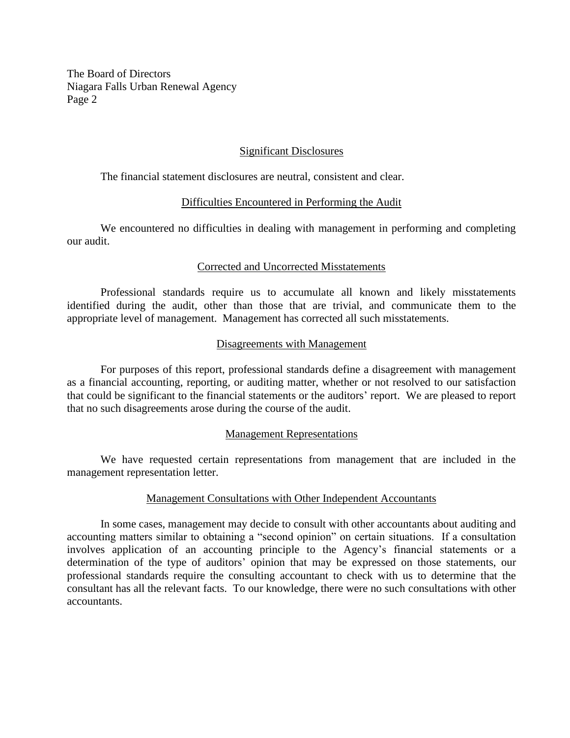## Significant Disclosures

The financial statement disclosures are neutral, consistent and clear.

## Difficulties Encountered in Performing the Audit

We encountered no difficulties in dealing with management in performing and completing our audit.

## Corrected and Uncorrected Misstatements

Professional standards require us to accumulate all known and likely misstatements identified during the audit, other than those that are trivial, and communicate them to the appropriate level of management. Management has corrected all such misstatements.

## Disagreements with Management

For purposes of this report, professional standards define a disagreement with management as a financial accounting, reporting, or auditing matter, whether or not resolved to our satisfaction that could be significant to the financial statements or the auditors' report. We are pleased to report that no such disagreements arose during the course of the audit.

## Management Representations

We have requested certain representations from management that are included in the management representation letter.

## Management Consultations with Other Independent Accountants

In some cases, management may decide to consult with other accountants about auditing and accounting matters similar to obtaining a "second opinion" on certain situations. If a consultation involves application of an accounting principle to the Agency's financial statements or a determination of the type of auditors' opinion that may be expressed on those statements, our professional standards require the consulting accountant to check with us to determine that the consultant has all the relevant facts. To our knowledge, there were no such consultations with other accountants.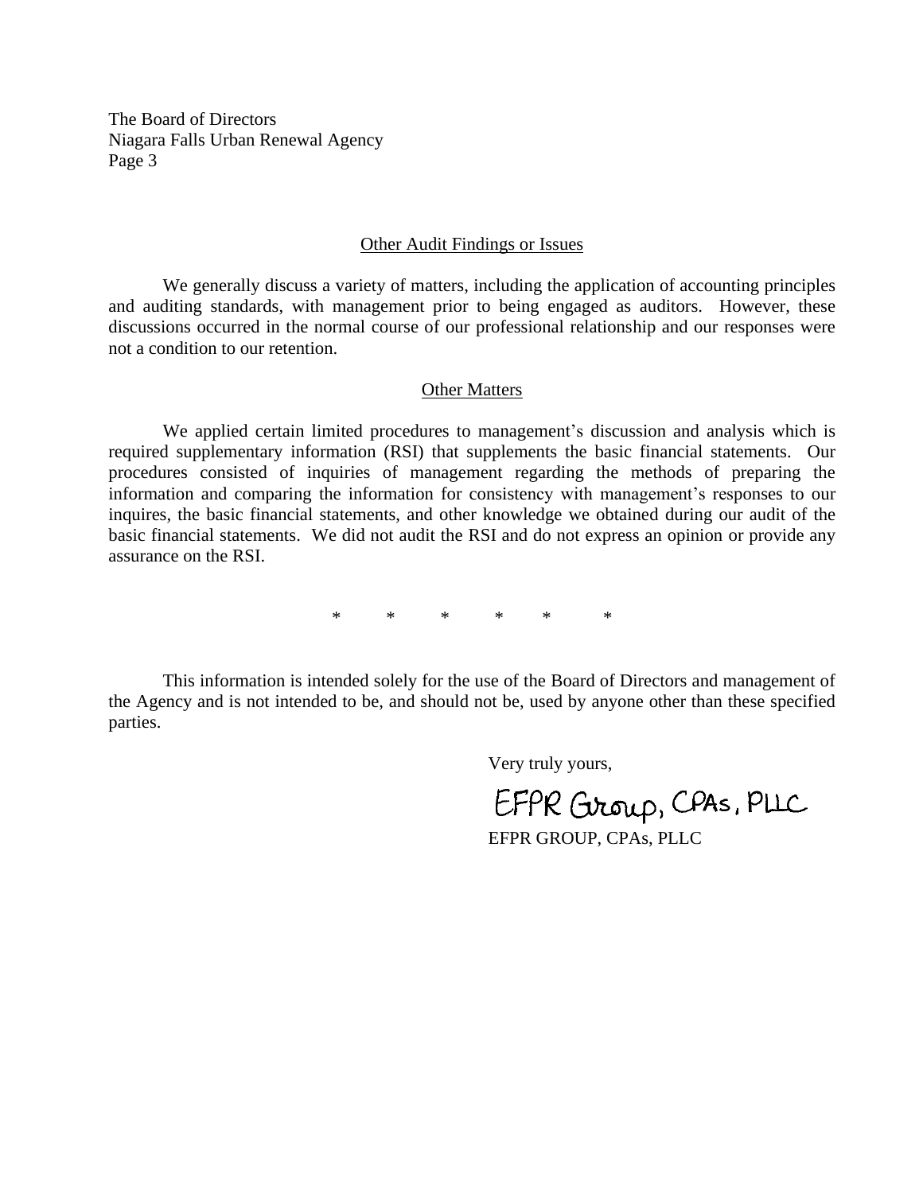The Board of Directors
Niagara Falls Urban Renewal Agency
Page 3

## Other Audit Findings or Issues

We generally discuss a variety of matters, including the application of accounting principles and auditing standards, with management prior to being engaged as auditors. However, these discussions occurred in the normal course of our professional relationship and our responses were not a condition to our retention.

## Other Matters

We applied certain limited procedures to management's discussion and analysis which is required supplementary information (RSI) that supplements the basic financial statements. Our procedures consisted of inquiries of management regarding the methods of preparing the information and comparing the information for consistency with management's responses to our inquires, the basic financial statements, and other knowledge we obtained during our audit of the basic financial statements. We did not audit the RSI and do not express an opinion or provide any assurance on the RSI.

\* \* \* \* \* \*

This information is intended solely for the use of the Board of Directors and management of the Agency and is not intended to be, and should not be, used by anyone other than these specified parties.

Very truly yours,

EFPR Group, CPAs, PLLC

EFPR GROUP, CPAs, PLLC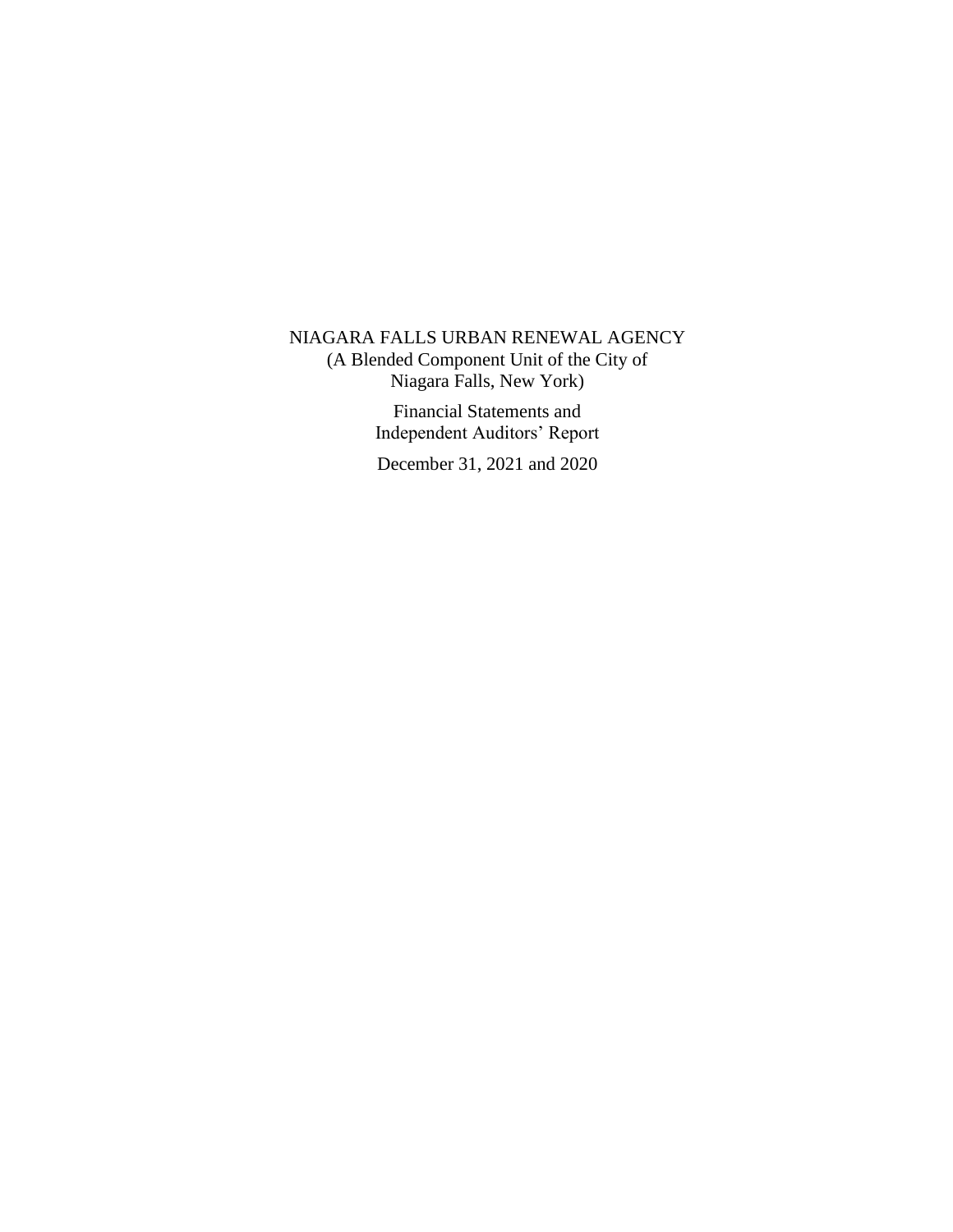NIAGARA FALLS URBAN RENEWAL AGENCY
(A Blended Component Unit of the City of
Niagara Falls, New York)

Financial Statements and
Independent Auditors' Report

December 31, 2021 and 2020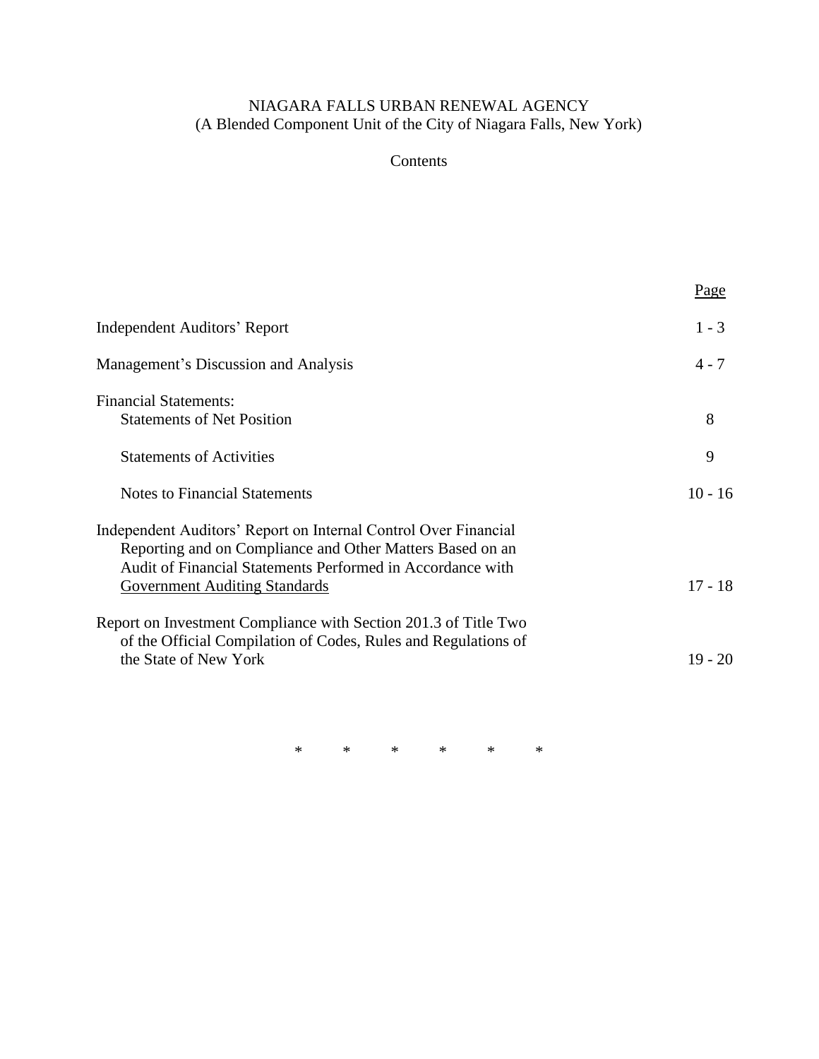# NIAGARA FALLS URBAN RENEWAL AGENCY
(A Blended Component Unit of the City of Niagara Falls, New York)

Contents

| | Page |
|---|---|
| Independent Auditors' Report | 1 - 3 |
| Management's Discussion and Analysis | 4 - 7 |
| Financial Statements: | |
| Statements of Net Position | 8 |
| Statements of Activities | 9 |
| Notes to Financial Statements | 10 - 16 |
| Independent Auditors' Report on Internal Control Over Financial Reporting and on Compliance and Other Matters Based on an Audit of Financial Statements Performed in Accordance with Government Auditing Standards | 17 - 18 |
| Report on Investment Compliance with Section 201.3 of Title Two of the Official Compilation of Codes, Rules and Regulations of the State of New York | 19 - 20 |

\* \* \* \* \* \*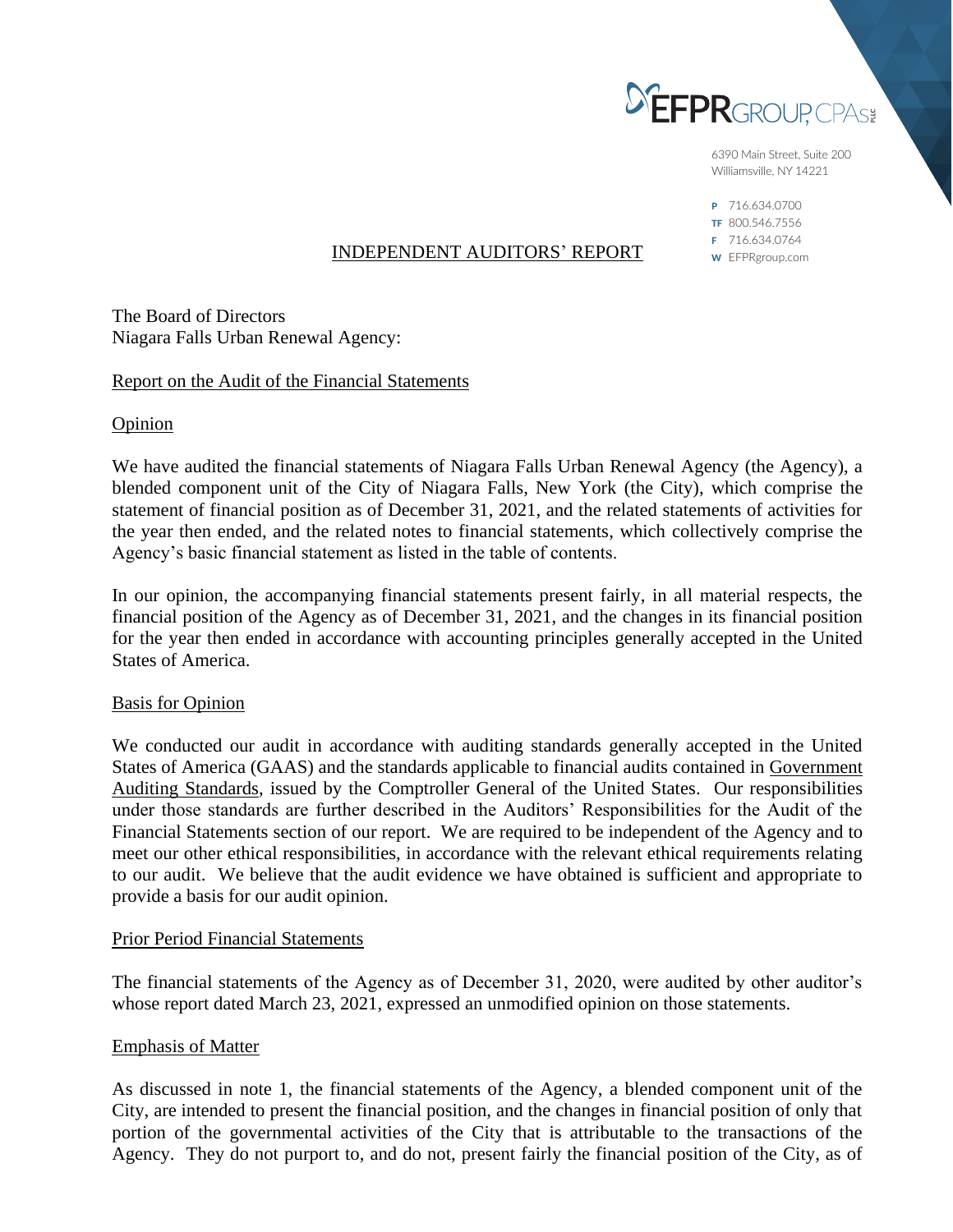EFPR GROUP, CPAs PLLC

6390 Main Street, Suite 200
Williamsville, NY 14221

P 716.634.0700
TF 800.546.7556
F 716.634.0764
W EFPRgroup.com

# INDEPENDENT AUDITORS' REPORT

The Board of Directors
Niagara Falls Urban Renewal Agency:

## Report on the Audit of the Financial Statements

### Opinion

We have audited the financial statements of Niagara Falls Urban Renewal Agency (the Agency), a blended component unit of the City of Niagara Falls, New York (the City), which comprise the statement of financial position as of December 31, 2021, and the related statements of activities for the year then ended, and the related notes to financial statements, which collectively comprise the Agency's basic financial statement as listed in the table of contents.

In our opinion, the accompanying financial statements present fairly, in all material respects, the financial position of the Agency as of December 31, 2021, and the changes in its financial position for the year then ended in accordance with accounting principles generally accepted in the United States of America.

### Basis for Opinion

We conducted our audit in accordance with auditing standards generally accepted in the United States of America (GAAS) and the standards applicable to financial audits contained in Government Auditing Standards, issued by the Comptroller General of the United States. Our responsibilities under those standards are further described in the Auditors' Responsibilities for the Audit of the Financial Statements section of our report. We are required to be independent of the Agency and to meet our other ethical responsibilities, in accordance with the relevant ethical requirements relating to our audit. We believe that the audit evidence we have obtained is sufficient and appropriate to provide a basis for our audit opinion.

### Prior Period Financial Statements

The financial statements of the Agency as of December 31, 2020, were audited by other auditor's whose report dated March 23, 2021, expressed an unmodified opinion on those statements.

### Emphasis of Matter

As discussed in note 1, the financial statements of the Agency, a blended component unit of the City, are intended to present the financial position, and the changes in financial position of only that portion of the governmental activities of the City that is attributable to the transactions of the Agency. They do not purport to, and do not, present fairly the financial position of the City, as of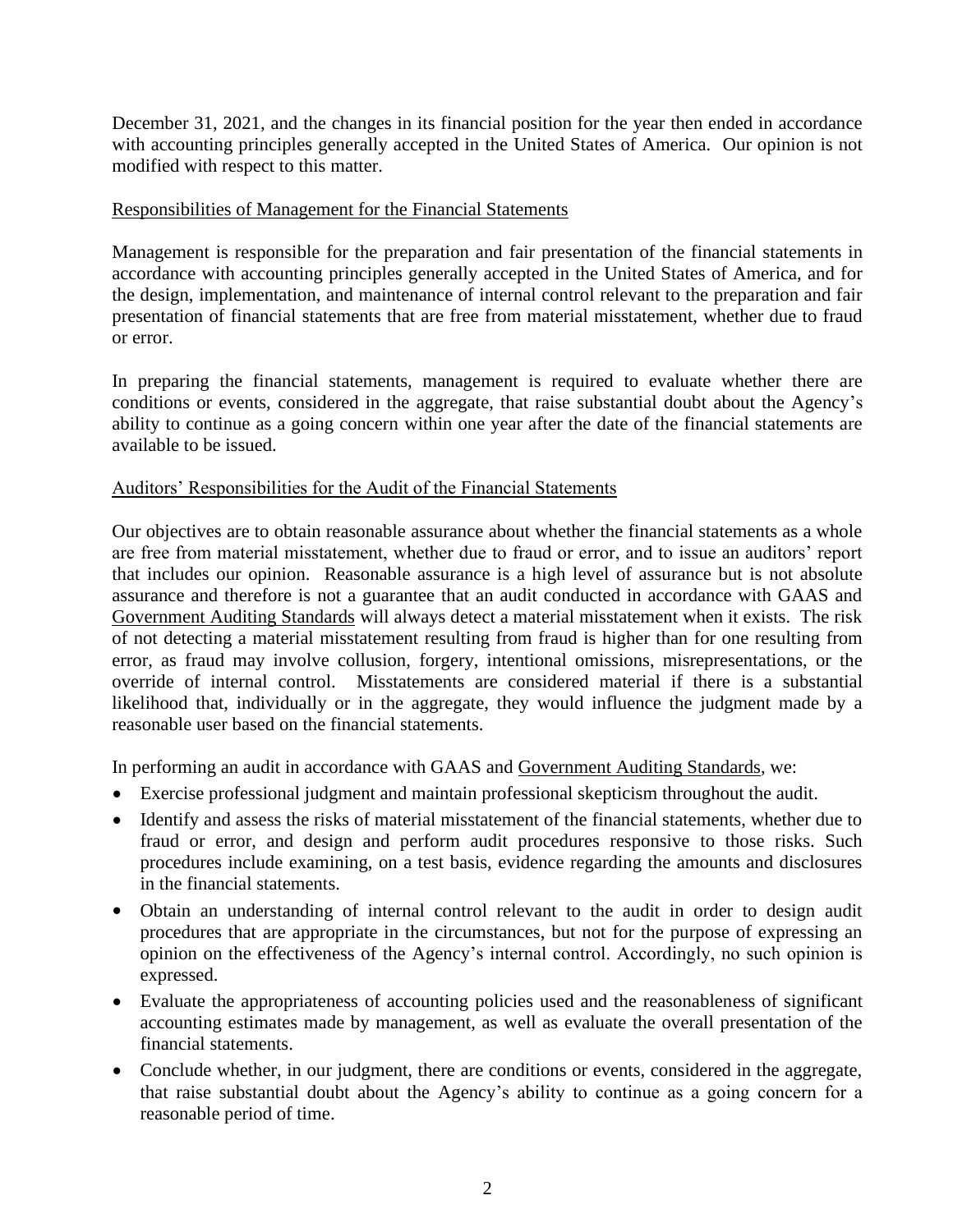December 31, 2021, and the changes in its financial position for the year then ended in accordance with accounting principles generally accepted in the United States of America. Our opinion is not modified with respect to this matter.

## Responsibilities of Management for the Financial Statements

Management is responsible for the preparation and fair presentation of the financial statements in accordance with accounting principles generally accepted in the United States of America, and for the design, implementation, and maintenance of internal control relevant to the preparation and fair presentation of financial statements that are free from material misstatement, whether due to fraud or error.

In preparing the financial statements, management is required to evaluate whether there are conditions or events, considered in the aggregate, that raise substantial doubt about the Agency's ability to continue as a going concern within one year after the date of the financial statements are available to be issued.

## Auditors' Responsibilities for the Audit of the Financial Statements

Our objectives are to obtain reasonable assurance about whether the financial statements as a whole are free from material misstatement, whether due to fraud or error, and to issue an auditors' report that includes our opinion. Reasonable assurance is a high level of assurance but is not absolute assurance and therefore is not a guarantee that an audit conducted in accordance with GAAS and Government Auditing Standards will always detect a material misstatement when it exists. The risk of not detecting a material misstatement resulting from fraud is higher than for one resulting from error, as fraud may involve collusion, forgery, intentional omissions, misrepresentations, or the override of internal control. Misstatements are considered material if there is a substantial likelihood that, individually or in the aggregate, they would influence the judgment made by a reasonable user based on the financial statements.

In performing an audit in accordance with GAAS and Government Auditing Standards, we:

- Exercise professional judgment and maintain professional skepticism throughout the audit.
- Identify and assess the risks of material misstatement of the financial statements, whether due to fraud or error, and design and perform audit procedures responsive to those risks. Such procedures include examining, on a test basis, evidence regarding the amounts and disclosures in the financial statements.
- Obtain an understanding of internal control relevant to the audit in order to design audit procedures that are appropriate in the circumstances, but not for the purpose of expressing an opinion on the effectiveness of the Agency's internal control. Accordingly, no such opinion is expressed.
- Evaluate the appropriateness of accounting policies used and the reasonableness of significant accounting estimates made by management, as well as evaluate the overall presentation of the financial statements.
- Conclude whether, in our judgment, there are conditions or events, considered in the aggregate, that raise substantial doubt about the Agency's ability to continue as a going concern for a reasonable period of time.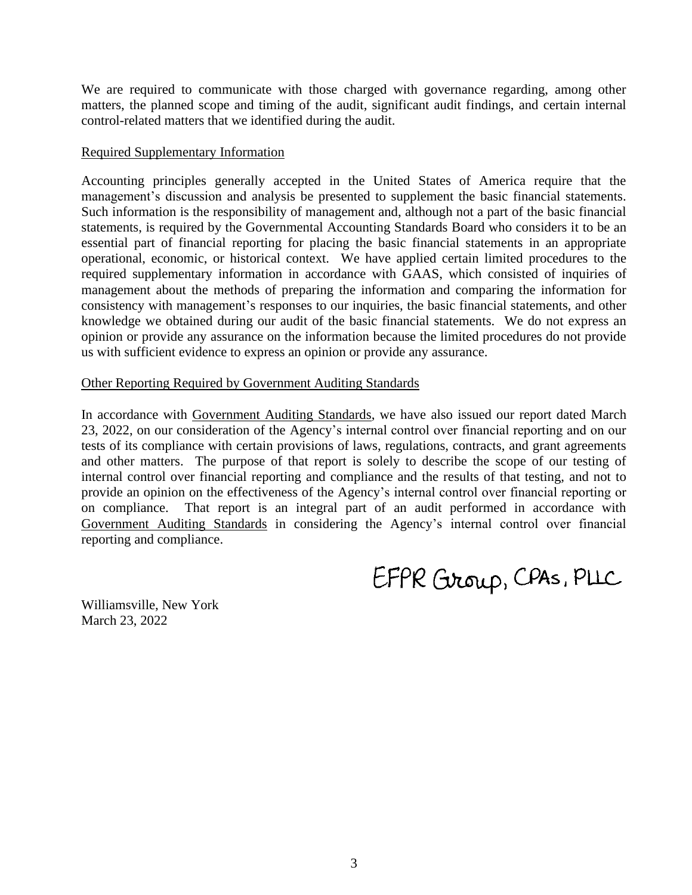We are required to communicate with those charged with governance regarding, among other matters, the planned scope and timing of the audit, significant audit findings, and certain internal control-related matters that we identified during the audit.

Required Supplementary Information

Accounting principles generally accepted in the United States of America require that the management's discussion and analysis be presented to supplement the basic financial statements. Such information is the responsibility of management and, although not a part of the basic financial statements, is required by the Governmental Accounting Standards Board who considers it to be an essential part of financial reporting for placing the basic financial statements in an appropriate operational, economic, or historical context. We have applied certain limited procedures to the required supplementary information in accordance with GAAS, which consisted of inquiries of management about the methods of preparing the information and comparing the information for consistency with management's responses to our inquiries, the basic financial statements, and other knowledge we obtained during our audit of the basic financial statements. We do not express an opinion or provide any assurance on the information because the limited procedures do not provide us with sufficient evidence to express an opinion or provide any assurance.

Other Reporting Required by Government Auditing Standards

In accordance with Government Auditing Standards, we have also issued our report dated March 23, 2022, on our consideration of the Agency's internal control over financial reporting and on our tests of its compliance with certain provisions of laws, regulations, contracts, and grant agreements and other matters. The purpose of that report is solely to describe the scope of our testing of internal control over financial reporting and compliance and the results of that testing, and not to provide an opinion on the effectiveness of the Agency's internal control over financial reporting or on compliance. That report is an integral part of an audit performed in accordance with Government Auditing Standards in considering the Agency's internal control over financial reporting and compliance.

EFPR Group, CPAs, PLLC

Williamsville, New York
March 23, 2022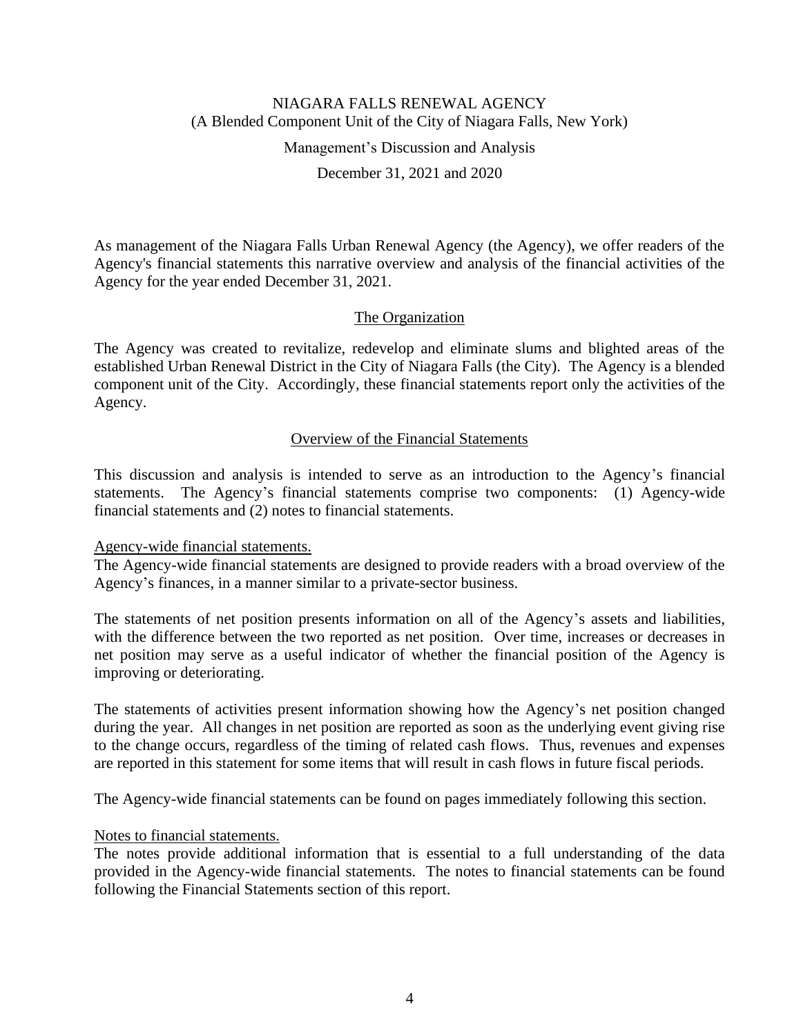# NIAGARA FALLS RENEWAL AGENCY

(A Blended Component Unit of the City of Niagara Falls, New York)

Management's Discussion and Analysis

December 31, 2021 and 2020

As management of the Niagara Falls Urban Renewal Agency (the Agency), we offer readers of the Agency's financial statements this narrative overview and analysis of the financial activities of the Agency for the year ended December 31, 2021.

## The Organization

The Agency was created to revitalize, redevelop and eliminate slums and blighted areas of the established Urban Renewal District in the City of Niagara Falls (the City). The Agency is a blended component unit of the City. Accordingly, these financial statements report only the activities of the Agency.

## Overview of the Financial Statements

This discussion and analysis is intended to serve as an introduction to the Agency's financial statements. The Agency's financial statements comprise two components: (1) Agency-wide financial statements and (2) notes to financial statements.

### Agency-wide financial statements.

The Agency-wide financial statements are designed to provide readers with a broad overview of the Agency's finances, in a manner similar to a private-sector business.

The statements of net position presents information on all of the Agency's assets and liabilities, with the difference between the two reported as net position. Over time, increases or decreases in net position may serve as a useful indicator of whether the financial position of the Agency is improving or deteriorating.

The statements of activities present information showing how the Agency's net position changed during the year. All changes in net position are reported as soon as the underlying event giving rise to the change occurs, regardless of the timing of related cash flows. Thus, revenues and expenses are reported in this statement for some items that will result in cash flows in future fiscal periods.

The Agency-wide financial statements can be found on pages immediately following this section.

### Notes to financial statements.

The notes provide additional information that is essential to a full understanding of the data provided in the Agency-wide financial statements. The notes to financial statements can be found following the Financial Statements section of this report.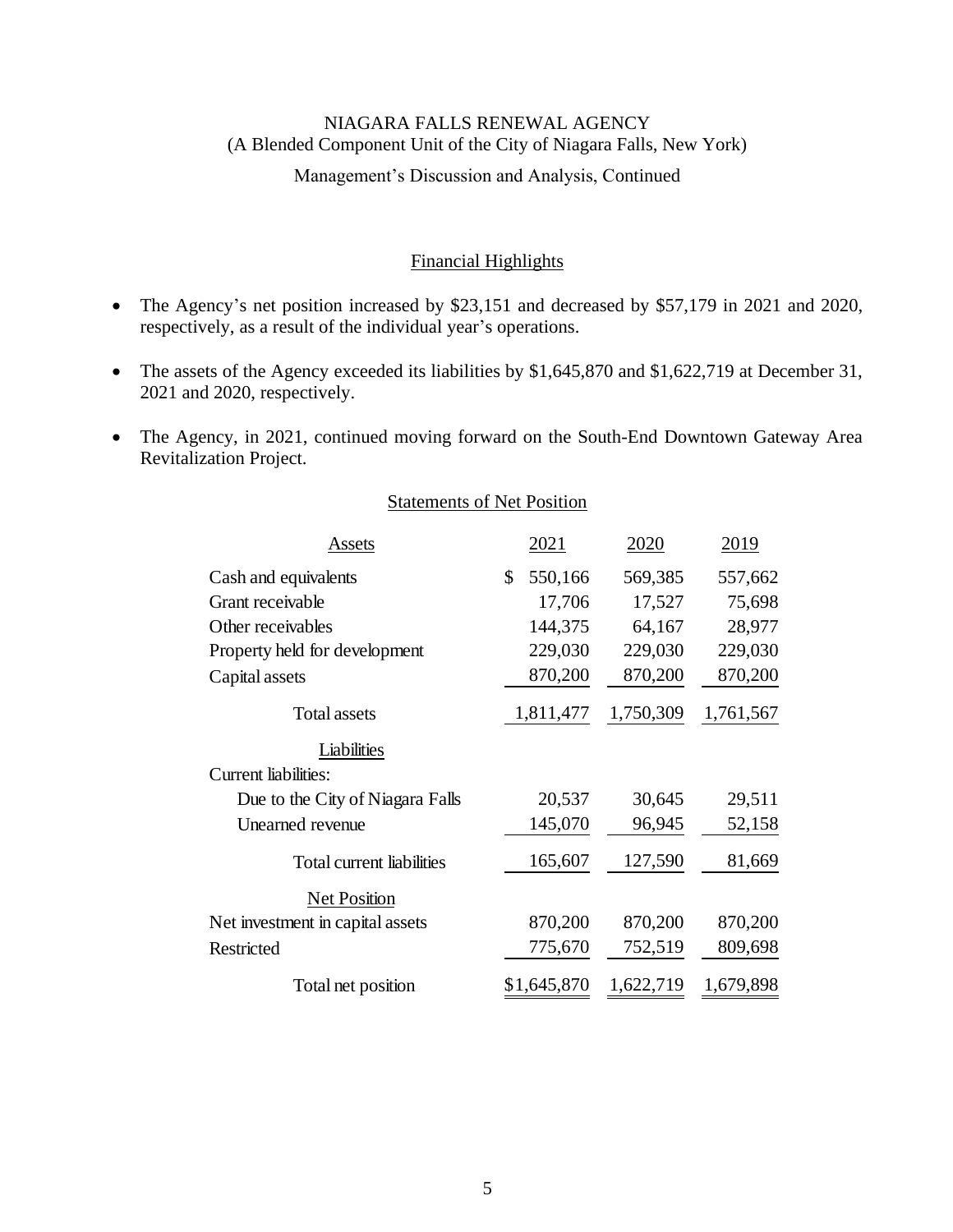NIAGARA FALLS RENEWAL AGENCY
(A Blended Component Unit of the City of Niagara Falls, New York)

Management's Discussion and Analysis, Continued

## Financial Highlights

- The Agency's net position increased by $23,151 and decreased by $57,179 in 2021 and 2020, respectively, as a result of the individual year's operations.
- The assets of the Agency exceeded its liabilities by $1,645,870 and $1,622,719 at December 31, 2021 and 2020, respectively.
- The Agency, in 2021, continued moving forward on the South-End Downtown Gateway Area Revitalization Project.

### Statements of Net Position

| Assets | 2021 | 2020 | 2019 |
|---|---|---|---|
| Cash and equivalents | $ 550,166 | 569,385 | 557,662 |
| Grant receivable | 17,706 | 17,527 | 75,698 |
| Other receivables | 144,375 | 64,167 | 28,977 |
| Property held for development | 229,030 | 229,030 | 229,030 |
| Capital assets | 870,200 | 870,200 | 870,200 |
| Total assets | 1,811,477 | 1,750,309 | 1,761,567 |
| **Liabilities** | | | |
| Current liabilities: | | | |
| Due to the City of Niagara Falls | 20,537 | 30,645 | 29,511 |
| Unearned revenue | 145,070 | 96,945 | 52,158 |
| Total current liabilities | 165,607 | 127,590 | 81,669 |
| **Net Position** | | | |
| Net investment in capital assets | 870,200 | 870,200 | 870,200 |
| Restricted | 775,670 | 752,519 | 809,698 |
| Total net position | $1,645,870 | 1,622,719 | 1,679,898 |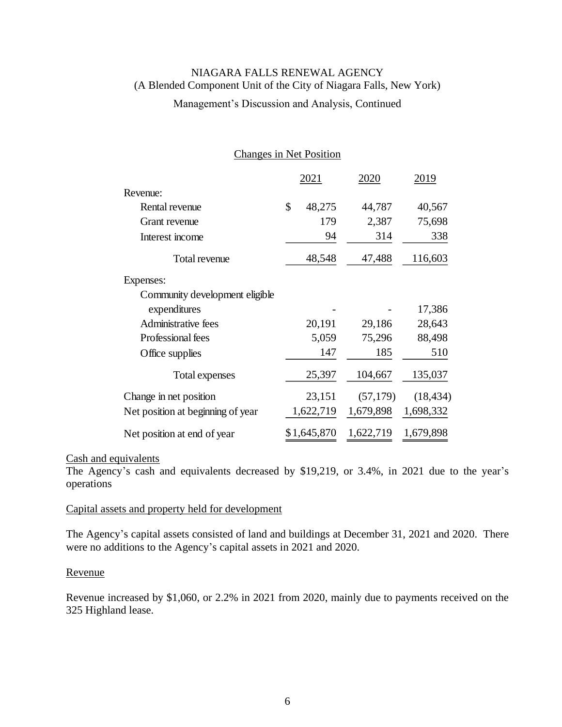NIAGARA FALLS RENEWAL AGENCY
(A Blended Component Unit of the City of Niagara Falls, New York)

Management's Discussion and Analysis, Continued

## Changes in Net Position

| | 2021 | 2020 | 2019 |
|---|---|---|---|
| Revenue: | | | |
| Rental revenue | $ 48,275 | 44,787 | 40,567 |
| Grant revenue | 179 | 2,387 | 75,698 |
| Interest income | 94 | 314 | 338 |
| Total revenue | 48,548 | 47,488 | 116,603 |
| Expenses: | | | |
| Community development eligible expenditures | - | - | 17,386 |
| Administrative fees | 20,191 | 29,186 | 28,643 |
| Professional fees | 5,059 | 75,296 | 88,498 |
| Office supplies | 147 | 185 | 510 |
| Total expenses | 25,397 | 104,667 | 135,037 |
| Change in net position | 23,151 | (57,179) | (18,434) |
| Net position at beginning of year | 1,622,719 | 1,679,898 | 1,698,332 |
| Net position at end of year | $1,645,870 | 1,622,719 | 1,679,898 |

Cash and equivalents
The Agency's cash and equivalents decreased by $19,219, or 3.4%, in 2021 due to the year's operations

Capital assets and property held for development

The Agency's capital assets consisted of land and buildings at December 31, 2021 and 2020. There were no additions to the Agency's capital assets in 2021 and 2020.

Revenue

Revenue increased by $1,060, or 2.2% in 2021 from 2020, mainly due to payments received on the 325 Highland lease.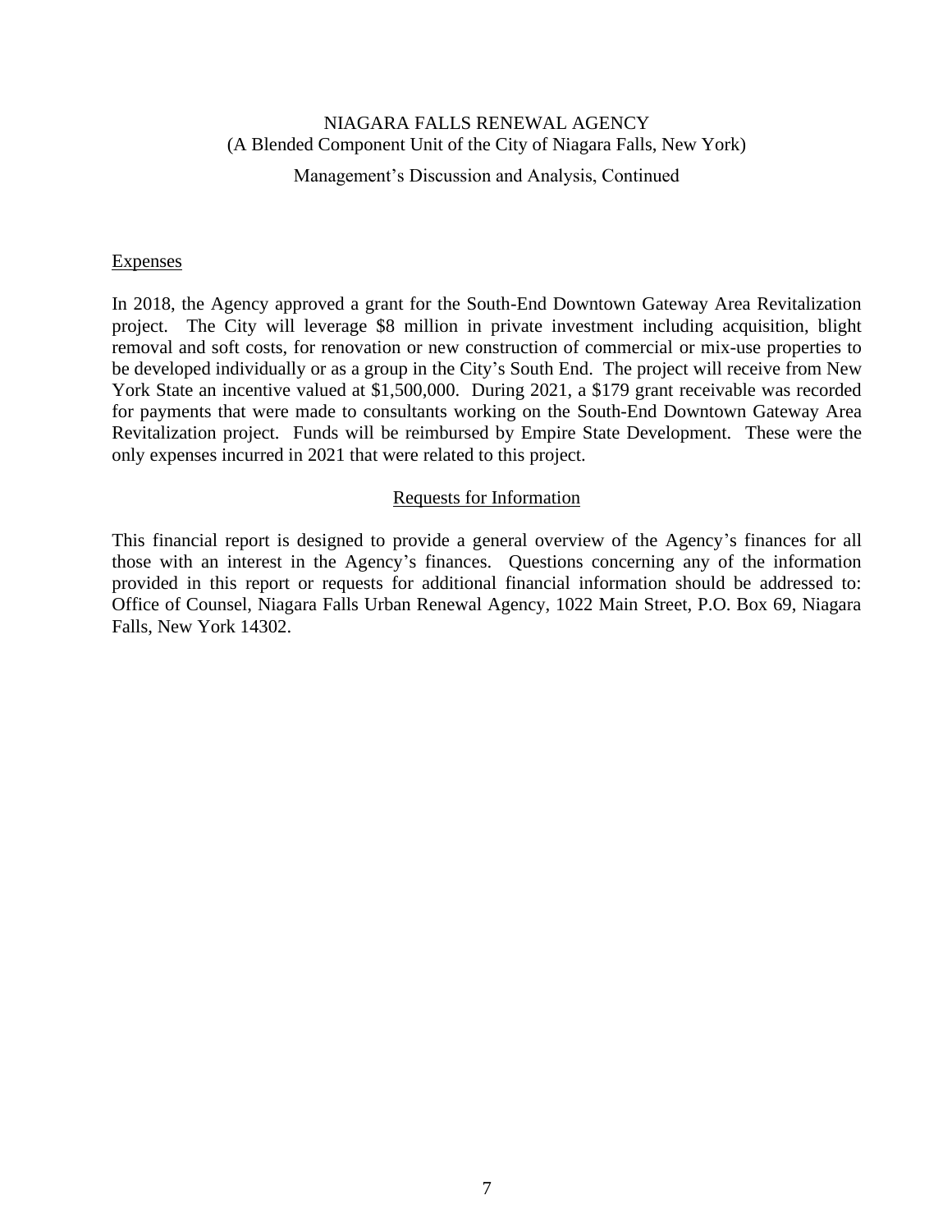## Expenses

In 2018, the Agency approved a grant for the South-End Downtown Gateway Area Revitalization project. The City will leverage $8 million in private investment including acquisition, blight removal and soft costs, for renovation or new construction of commercial or mix-use properties to be developed individually or as a group in the City's South End. The project will receive from New York State an incentive valued at $1,500,000. During 2021, a $179 grant receivable was recorded for payments that were made to consultants working on the South-End Downtown Gateway Area Revitalization project. Funds will be reimbursed by Empire State Development. These were the only expenses incurred in 2021 that were related to this project.

## Requests for Information

This financial report is designed to provide a general overview of the Agency's finances for all those with an interest in the Agency's finances. Questions concerning any of the information provided in this report or requests for additional financial information should be addressed to: Office of Counsel, Niagara Falls Urban Renewal Agency, 1022 Main Street, P.O. Box 69, Niagara Falls, New York 14302.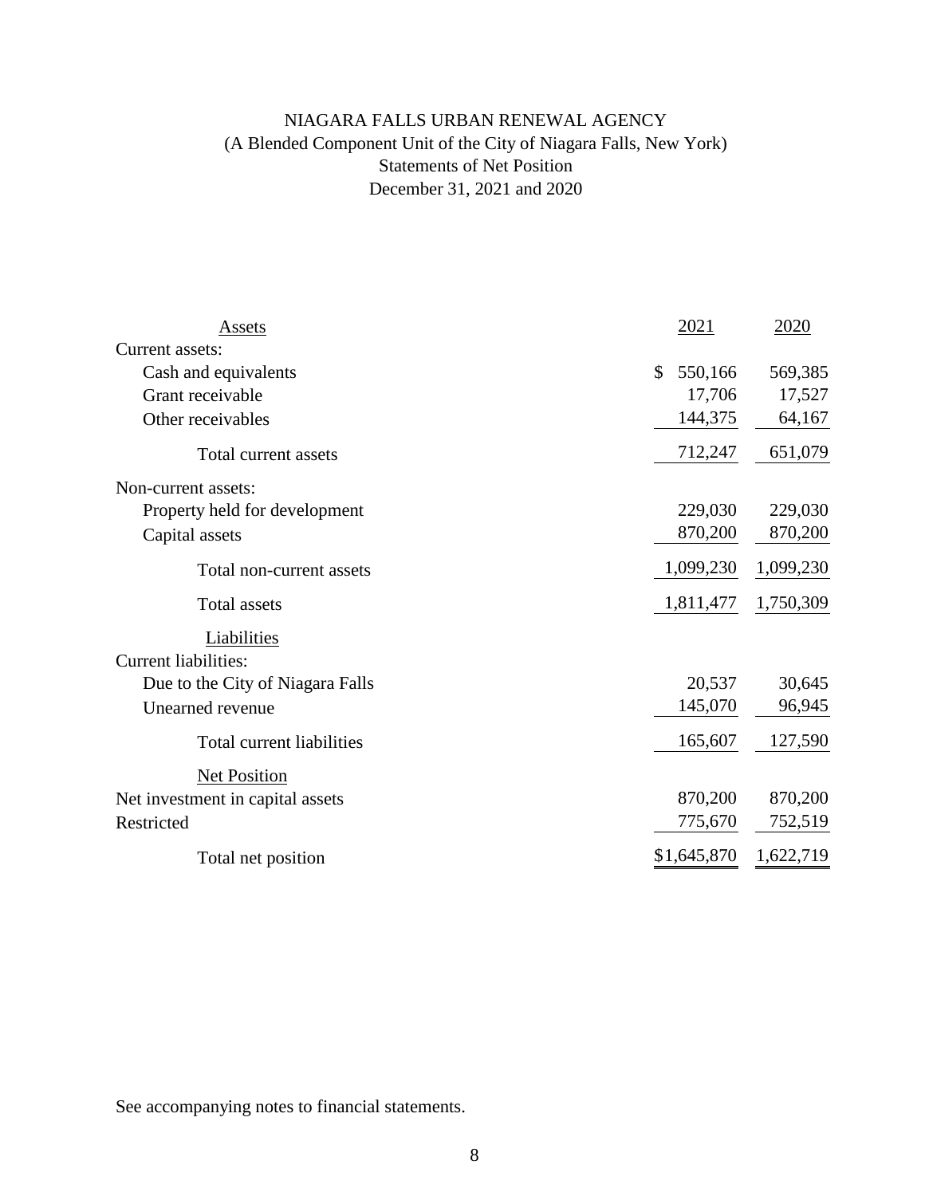# NIAGARA FALLS URBAN RENEWAL AGENCY
## (A Blended Component Unit of the City of Niagara Falls, New York)
## Statements of Net Position
## December 31, 2021 and 2020

| Assets | 2021 | 2020 |
|---|---|---|
| Current assets: | | |
| Cash and equivalents | $ 550,166 | 569,385 |
| Grant receivable | 17,706 | 17,527 |
| Other receivables | 144,375 | 64,167 |
| Total current assets | 712,247 | 651,079 |
| Non-current assets: | | |
| Property held for development | 229,030 | 229,030 |
| Capital assets | 870,200 | 870,200 |
| Total non-current assets | 1,099,230 | 1,099,230 |
| Total assets | 1,811,477 | 1,750,309 |
| Liabilities | | |
| Current liabilities: | | |
| Due to the City of Niagara Falls | 20,537 | 30,645 |
| Unearned revenue | 145,070 | 96,945 |
| Total current liabilities | 165,607 | 127,590 |
| Net Position | | |
| Net investment in capital assets | 870,200 | 870,200 |
| Restricted | 775,670 | 752,519 |
| Total net position | $1,645,870 | 1,622,719 |

See accompanying notes to financial statements.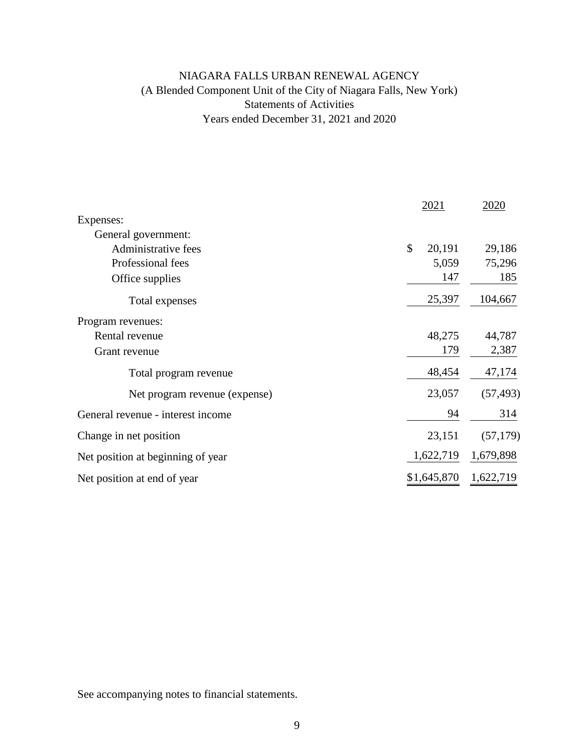# NIAGARA FALLS URBAN RENEWAL AGENCY
## (A Blended Component Unit of the City of Niagara Falls, New York)
## Statements of Activities
## Years ended December 31, 2021 and 2020

| | 2021 | 2020 |
|---|---|---|
| Expenses: | | |
| General government: | | |
| Administrative fees | $ 20,191 | 29,186 |
| Professional fees | 5,059 | 75,296 |
| Office supplies | 147 | 185 |
| Total expenses | 25,397 | 104,667 |
| Program revenues: | | |
| Rental revenue | 48,275 | 44,787 |
| Grant revenue | 179 | 2,387 |
| Total program revenue | 48,454 | 47,174 |
| Net program revenue (expense) | 23,057 | (57,493) |
| General revenue - interest income | 94 | 314 |
| Change in net position | 23,151 | (57,179) |
| Net position at beginning of year | 1,622,719 | 1,679,898 |
| Net position at end of year | $1,645,870 | 1,622,719 |

See accompanying notes to financial statements.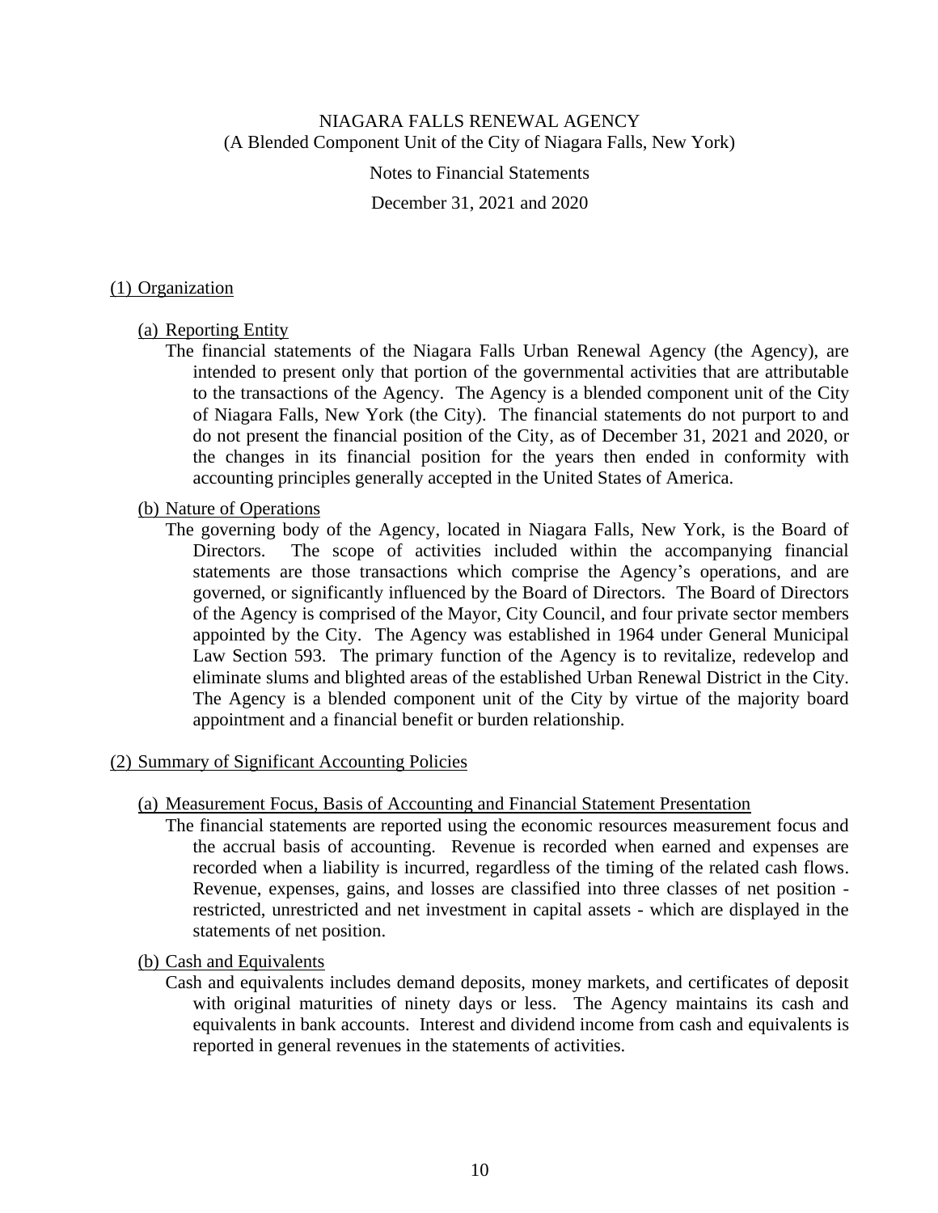NIAGARA FALLS RENEWAL AGENCY
(A Blended Component Unit of the City of Niagara Falls, New York)

Notes to Financial Statements

December 31, 2021 and 2020

## (1) Organization

### (a) Reporting Entity

The financial statements of the Niagara Falls Urban Renewal Agency (the Agency), are intended to present only that portion of the governmental activities that are attributable to the transactions of the Agency. The Agency is a blended component unit of the City of Niagara Falls, New York (the City). The financial statements do not purport to and do not present the financial position of the City, as of December 31, 2021 and 2020, or the changes in its financial position for the years then ended in conformity with accounting principles generally accepted in the United States of America.

### (b) Nature of Operations

The governing body of the Agency, located in Niagara Falls, New York, is the Board of Directors. The scope of activities included within the accompanying financial statements are those transactions which comprise the Agency's operations, and are governed, or significantly influenced by the Board of Directors. The Board of Directors of the Agency is comprised of the Mayor, City Council, and four private sector members appointed by the City. The Agency was established in 1964 under General Municipal Law Section 593. The primary function of the Agency is to revitalize, redevelop and eliminate slums and blighted areas of the established Urban Renewal District in the City. The Agency is a blended component unit of the City by virtue of the majority board appointment and a financial benefit or burden relationship.

## (2) Summary of Significant Accounting Policies

### (a) Measurement Focus, Basis of Accounting and Financial Statement Presentation

The financial statements are reported using the economic resources measurement focus and the accrual basis of accounting. Revenue is recorded when earned and expenses are recorded when a liability is incurred, regardless of the timing of the related cash flows. Revenue, expenses, gains, and losses are classified into three classes of net position - restricted, unrestricted and net investment in capital assets - which are displayed in the statements of net position.

### (b) Cash and Equivalents

Cash and equivalents includes demand deposits, money markets, and certificates of deposit with original maturities of ninety days or less. The Agency maintains its cash and equivalents in bank accounts. Interest and dividend income from cash and equivalents is reported in general revenues in the statements of activities.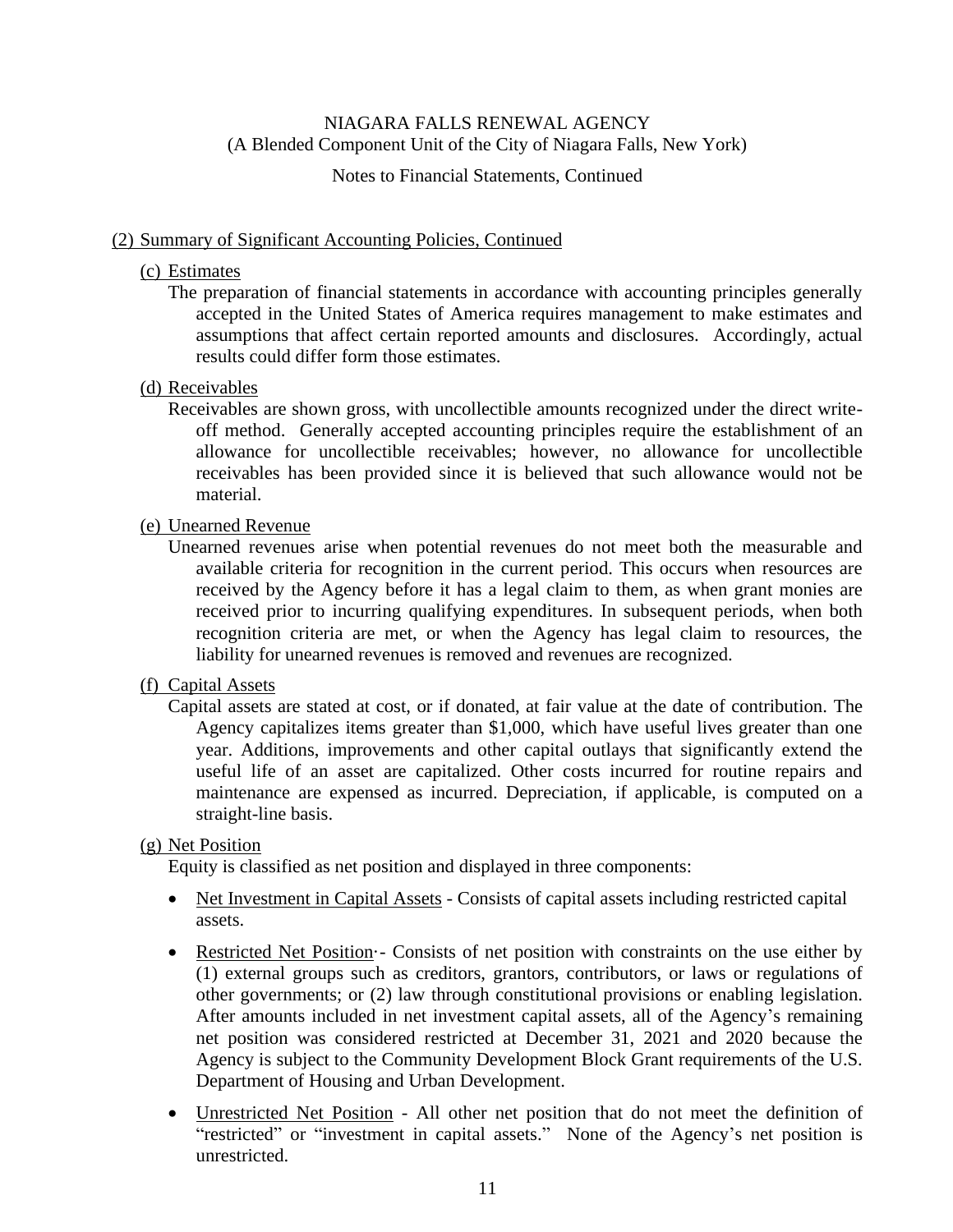NIAGARA FALLS RENEWAL AGENCY
(A Blended Component Unit of the City of Niagara Falls, New York)

Notes to Financial Statements, Continued

## (2) Summary of Significant Accounting Policies, Continued

### (c) Estimates

The preparation of financial statements in accordance with accounting principles generally accepted in the United States of America requires management to make estimates and assumptions that affect certain reported amounts and disclosures. Accordingly, actual results could differ form those estimates.

### (d) Receivables

Receivables are shown gross, with uncollectible amounts recognized under the direct write-off method. Generally accepted accounting principles require the establishment of an allowance for uncollectible receivables; however, no allowance for uncollectible receivables has been provided since it is believed that such allowance would not be material.

### (e) Unearned Revenue

Unearned revenues arise when potential revenues do not meet both the measurable and available criteria for recognition in the current period. This occurs when resources are received by the Agency before it has a legal claim to them, as when grant monies are received prior to incurring qualifying expenditures. In subsequent periods, when both recognition criteria are met, or when the Agency has legal claim to resources, the liability for unearned revenues is removed and revenues are recognized.

### (f) Capital Assets

Capital assets are stated at cost, or if donated, at fair value at the date of contribution. The Agency capitalizes items greater than $1,000, which have useful lives greater than one year. Additions, improvements and other capital outlays that significantly extend the useful life of an asset are capitalized. Other costs incurred for routine repairs and maintenance are expensed as incurred. Depreciation, if applicable, is computed on a straight-line basis.

### (g) Net Position

Equity is classified as net position and displayed in three components:

- Net Investment in Capital Assets - Consists of capital assets including restricted capital assets.
- Restricted Net Position·- Consists of net position with constraints on the use either by (1) external groups such as creditors, grantors, contributors, or laws or regulations of other governments; or (2) law through constitutional provisions or enabling legislation. After amounts included in net investment capital assets, all of the Agency's remaining net position was considered restricted at December 31, 2021 and 2020 because the Agency is subject to the Community Development Block Grant requirements of the U.S. Department of Housing and Urban Development.
- Unrestricted Net Position - All other net position that do not meet the definition of "restricted" or "investment in capital assets." None of the Agency's net position is unrestricted.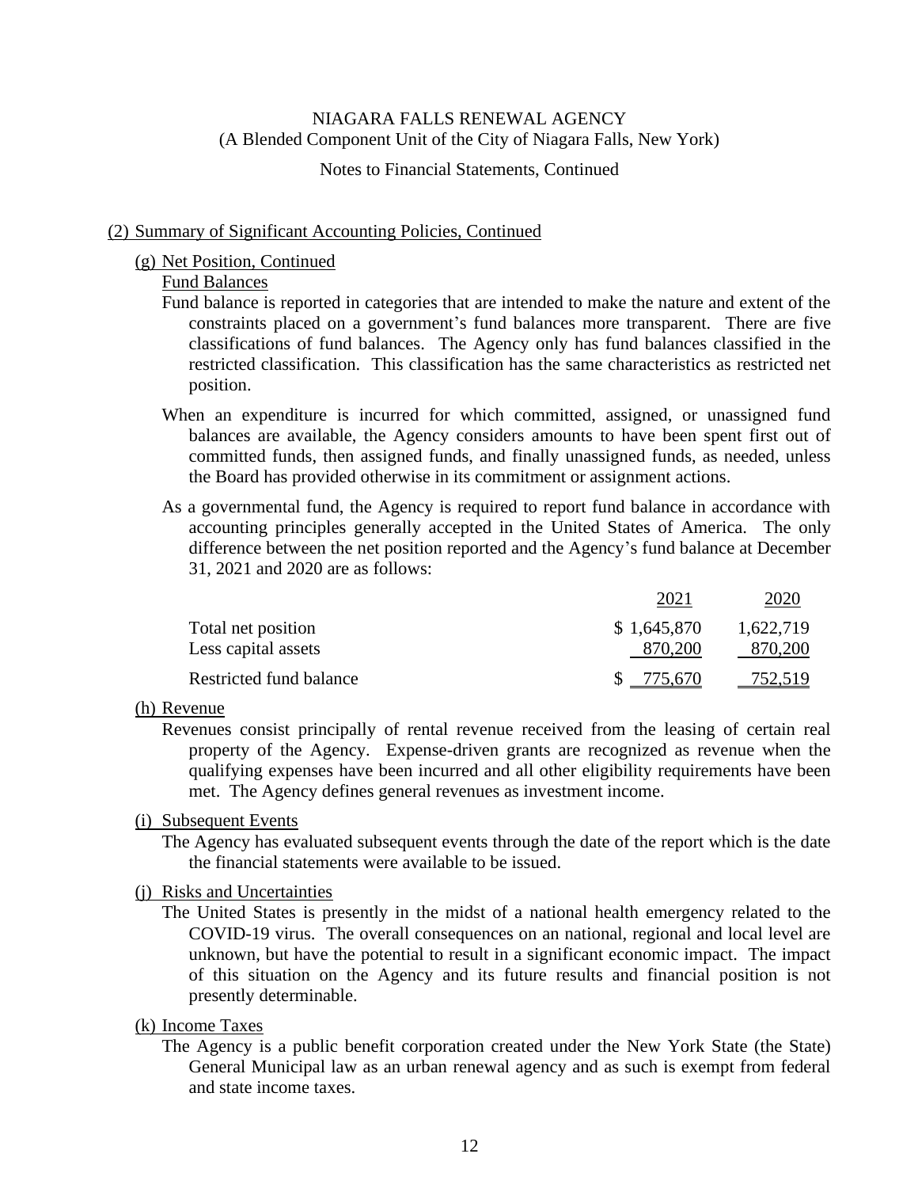NIAGARA FALLS RENEWAL AGENCY
(A Blended Component Unit of the City of Niagara Falls, New York)

Notes to Financial Statements, Continued

## (2) Summary of Significant Accounting Policies, Continued

### (g) Net Position, Continued

#### Fund Balances

Fund balance is reported in categories that are intended to make the nature and extent of the constraints placed on a government's fund balances more transparent. There are five classifications of fund balances. The Agency only has fund balances classified in the restricted classification. This classification has the same characteristics as restricted net position.

When an expenditure is incurred for which committed, assigned, or unassigned fund balances are available, the Agency considers amounts to have been spent first out of committed funds, then assigned funds, and finally unassigned funds, as needed, unless the Board has provided otherwise in its commitment or assignment actions.

As a governmental fund, the Agency is required to report fund balance in accordance with accounting principles generally accepted in the United States of America. The only difference between the net position reported and the Agency's fund balance at December 31, 2021 and 2020 are as follows:

| | 2021 | 2020 |
|---|---|---|
| Total net position | $ 1,645,870 | 1,622,719 |
| Less capital assets | 870,200 | 870,200 |
| Restricted fund balance | $ 775,670 | 752,519 |

### (h) Revenue

Revenues consist principally of rental revenue received from the leasing of certain real property of the Agency. Expense-driven grants are recognized as revenue when the qualifying expenses have been incurred and all other eligibility requirements have been met. The Agency defines general revenues as investment income.

### (i) Subsequent Events

The Agency has evaluated subsequent events through the date of the report which is the date the financial statements were available to be issued.

### (j) Risks and Uncertainties

The United States is presently in the midst of a national health emergency related to the COVID-19 virus. The overall consequences on an national, regional and local level are unknown, but have the potential to result in a significant economic impact. The impact of this situation on the Agency and its future results and financial position is not presently determinable.

### (k) Income Taxes

The Agency is a public benefit corporation created under the New York State (the State) General Municipal law as an urban renewal agency and as such is exempt from federal and state income taxes.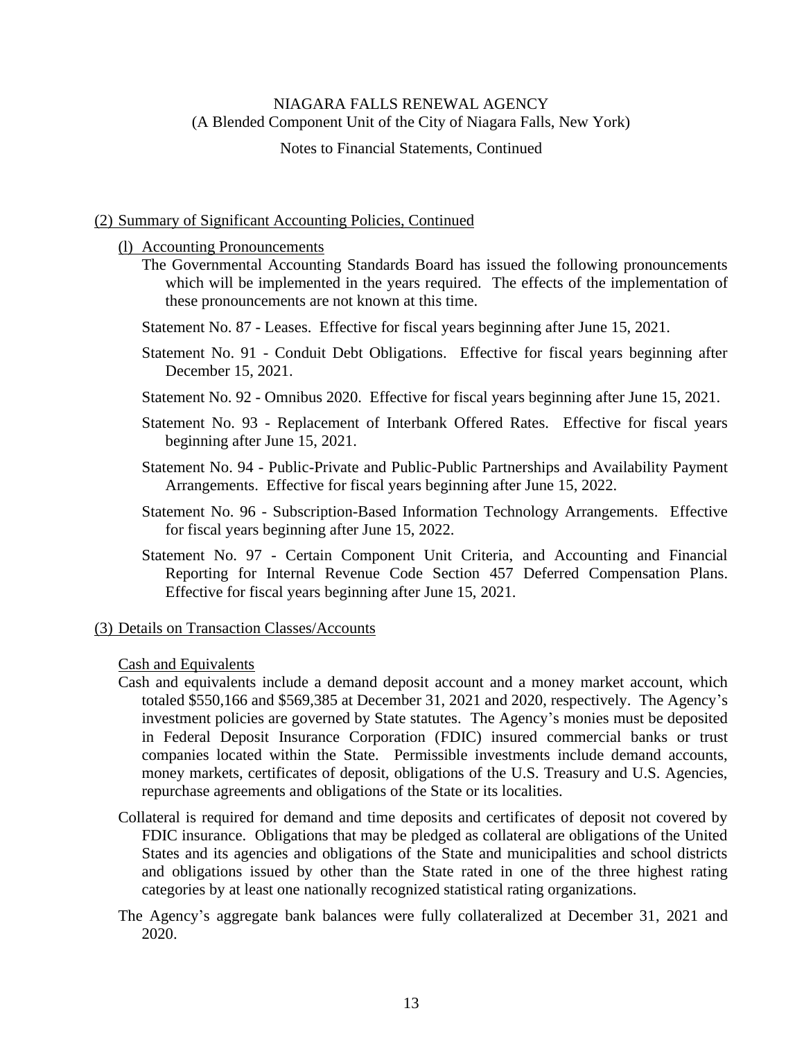## (2) Summary of Significant Accounting Policies, Continued

### (l) Accounting Pronouncements

The Governmental Accounting Standards Board has issued the following pronouncements which will be implemented in the years required. The effects of the implementation of these pronouncements are not known at this time.

Statement No. 87 - Leases. Effective for fiscal years beginning after June 15, 2021.

Statement No. 91 - Conduit Debt Obligations. Effective for fiscal years beginning after December 15, 2021.

Statement No. 92 - Omnibus 2020. Effective for fiscal years beginning after June 15, 2021.

Statement No. 93 - Replacement of Interbank Offered Rates. Effective for fiscal years beginning after June 15, 2021.

Statement No. 94 - Public-Private and Public-Public Partnerships and Availability Payment Arrangements. Effective for fiscal years beginning after June 15, 2022.

Statement No. 96 - Subscription-Based Information Technology Arrangements. Effective for fiscal years beginning after June 15, 2022.

Statement No. 97 - Certain Component Unit Criteria, and Accounting and Financial Reporting for Internal Revenue Code Section 457 Deferred Compensation Plans. Effective for fiscal years beginning after June 15, 2021.

## (3) Details on Transaction Classes/Accounts

### Cash and Equivalents

Cash and equivalents include a demand deposit account and a money market account, which totaled $550,166 and $569,385 at December 31, 2021 and 2020, respectively. The Agency's investment policies are governed by State statutes. The Agency's monies must be deposited in Federal Deposit Insurance Corporation (FDIC) insured commercial banks or trust companies located within the State. Permissible investments include demand accounts, money markets, certificates of deposit, obligations of the U.S. Treasury and U.S. Agencies, repurchase agreements and obligations of the State or its localities.

Collateral is required for demand and time deposits and certificates of deposit not covered by FDIC insurance. Obligations that may be pledged as collateral are obligations of the United States and its agencies and obligations of the State and municipalities and school districts and obligations issued by other than the State rated in one of the three highest rating categories by at least one nationally recognized statistical rating organizations.

The Agency's aggregate bank balances were fully collateralized at December 31, 2021 and 2020.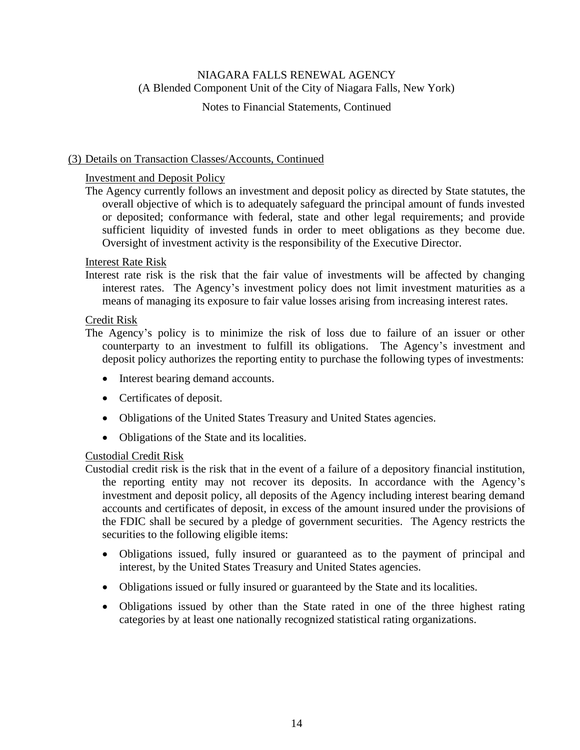## (3) Details on Transaction Classes/Accounts, Continued

### Investment and Deposit Policy

The Agency currently follows an investment and deposit policy as directed by State statutes, the overall objective of which is to adequately safeguard the principal amount of funds invested or deposited; conformance with federal, state and other legal requirements; and provide sufficient liquidity of invested funds in order to meet obligations as they become due. Oversight of investment activity is the responsibility of the Executive Director.

### Interest Rate Risk

Interest rate risk is the risk that the fair value of investments will be affected by changing interest rates. The Agency's investment policy does not limit investment maturities as a means of managing its exposure to fair value losses arising from increasing interest rates.

### Credit Risk

The Agency's policy is to minimize the risk of loss due to failure of an issuer or other counterparty to an investment to fulfill its obligations. The Agency's investment and deposit policy authorizes the reporting entity to purchase the following types of investments:

- Interest bearing demand accounts.
- Certificates of deposit.
- Obligations of the United States Treasury and United States agencies.
- Obligations of the State and its localities.

### Custodial Credit Risk

Custodial credit risk is the risk that in the event of a failure of a depository financial institution, the reporting entity may not recover its deposits. In accordance with the Agency's investment and deposit policy, all deposits of the Agency including interest bearing demand accounts and certificates of deposit, in excess of the amount insured under the provisions of the FDIC shall be secured by a pledge of government securities. The Agency restricts the securities to the following eligible items:

- Obligations issued, fully insured or guaranteed as to the payment of principal and interest, by the United States Treasury and United States agencies.
- Obligations issued or fully insured or guaranteed by the State and its localities.
- Obligations issued by other than the State rated in one of the three highest rating categories by at least one nationally recognized statistical rating organizations.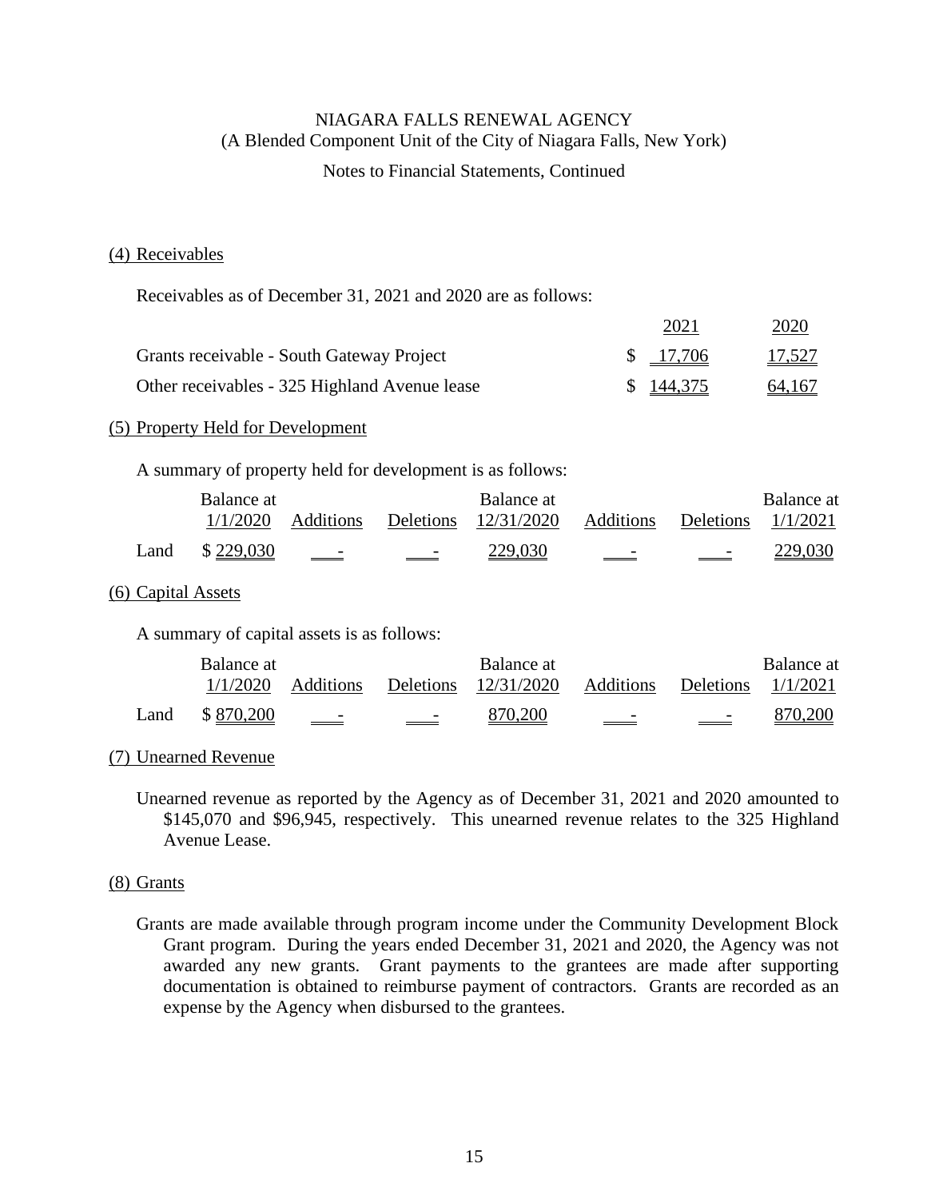NIAGARA FALLS RENEWAL AGENCY
(A Blended Component Unit of the City of Niagara Falls, New York)

Notes to Financial Statements, Continued

## (4) Receivables

Receivables as of December 31, 2021 and 2020 are as follows:

| | 2021 | 2020 |
|---|---|---|
| Grants receivable - South Gateway Project | $ 17,706 | 17,527 |
| Other receivables - 325 Highland Avenue lease | $ 144,375 | 64,167 |

## (5) Property Held for Development

A summary of property held for development is as follows:

| | Balance at 1/1/2020 | Additions | Deletions | Balance at 12/31/2020 | Additions | Deletions | Balance at 1/1/2021 |
|---|---|---|---|---|---|---|---|
| Land | $ 229,030 | - | - | 229,030 | - | - | 229,030 |

## (6) Capital Assets

A summary of capital assets is as follows:

| | Balance at 1/1/2020 | Additions | Deletions | Balance at 12/31/2020 | Additions | Deletions | Balance at 1/1/2021 |
|---|---|---|---|---|---|---|---|
| Land | $ 870,200 | - | - | 870,200 | - | - | 870,200 |

## (7) Unearned Revenue

Unearned revenue as reported by the Agency as of December 31, 2021 and 2020 amounted to $145,070 and $96,945, respectively. This unearned revenue relates to the 325 Highland Avenue Lease.

## (8) Grants

Grants are made available through program income under the Community Development Block Grant program. During the years ended December 31, 2021 and 2020, the Agency was not awarded any new grants. Grant payments to the grantees are made after supporting documentation is obtained to reimburse payment of contractors. Grants are recorded as an expense by the Agency when disbursed to the grantees.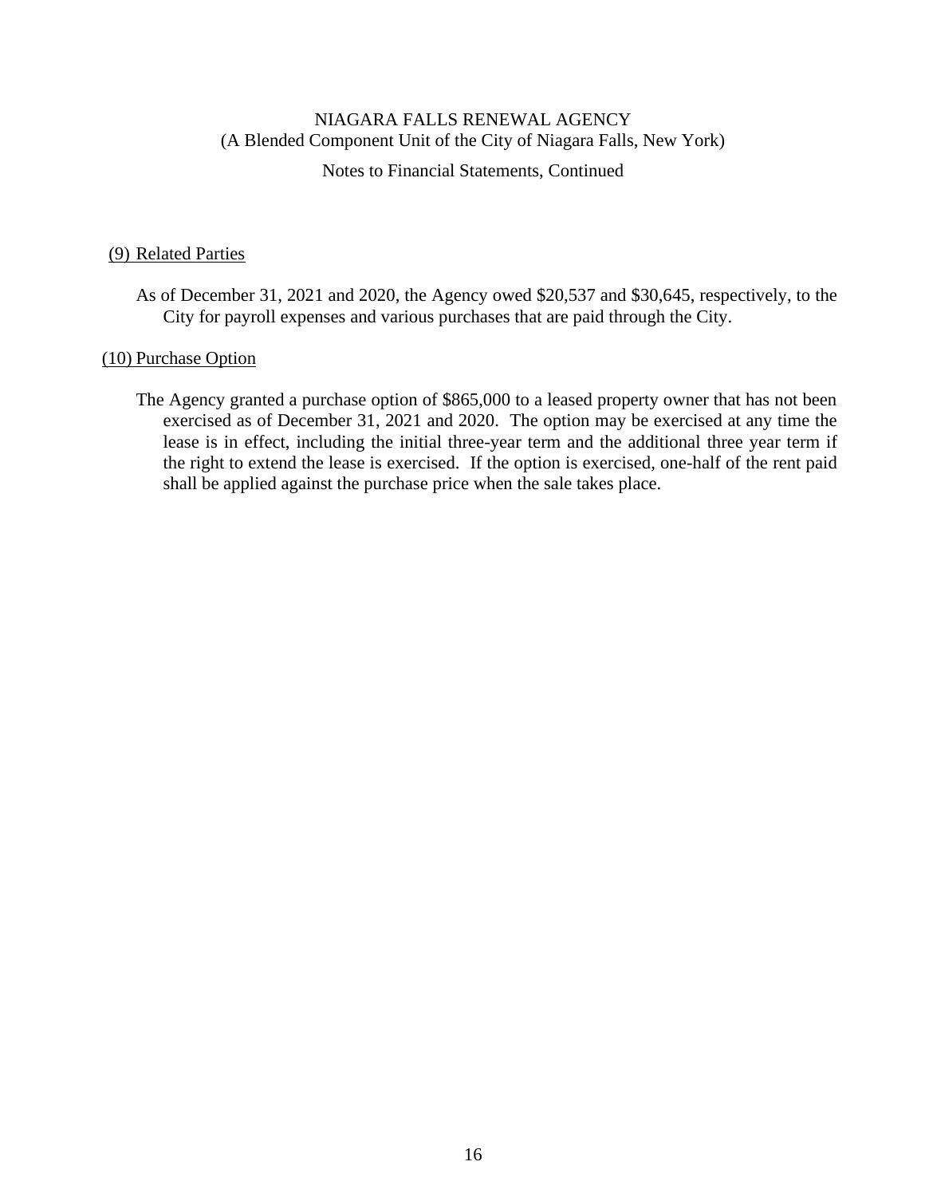NIAGARA FALLS RENEWAL AGENCY
(A Blended Component Unit of the City of Niagara Falls, New York)

Notes to Financial Statements, Continued

## (9) Related Parties

As of December 31, 2021 and 2020, the Agency owed $20,537 and $30,645, respectively, to the City for payroll expenses and various purchases that are paid through the City.

## (10) Purchase Option

The Agency granted a purchase option of $865,000 to a leased property owner that has not been exercised as of December 31, 2021 and 2020. The option may be exercised at any time the lease is in effect, including the initial three-year term and the additional three year term if the right to extend the lease is exercised. If the option is exercised, one-half of the rent paid shall be applied against the purchase price when the sale takes place.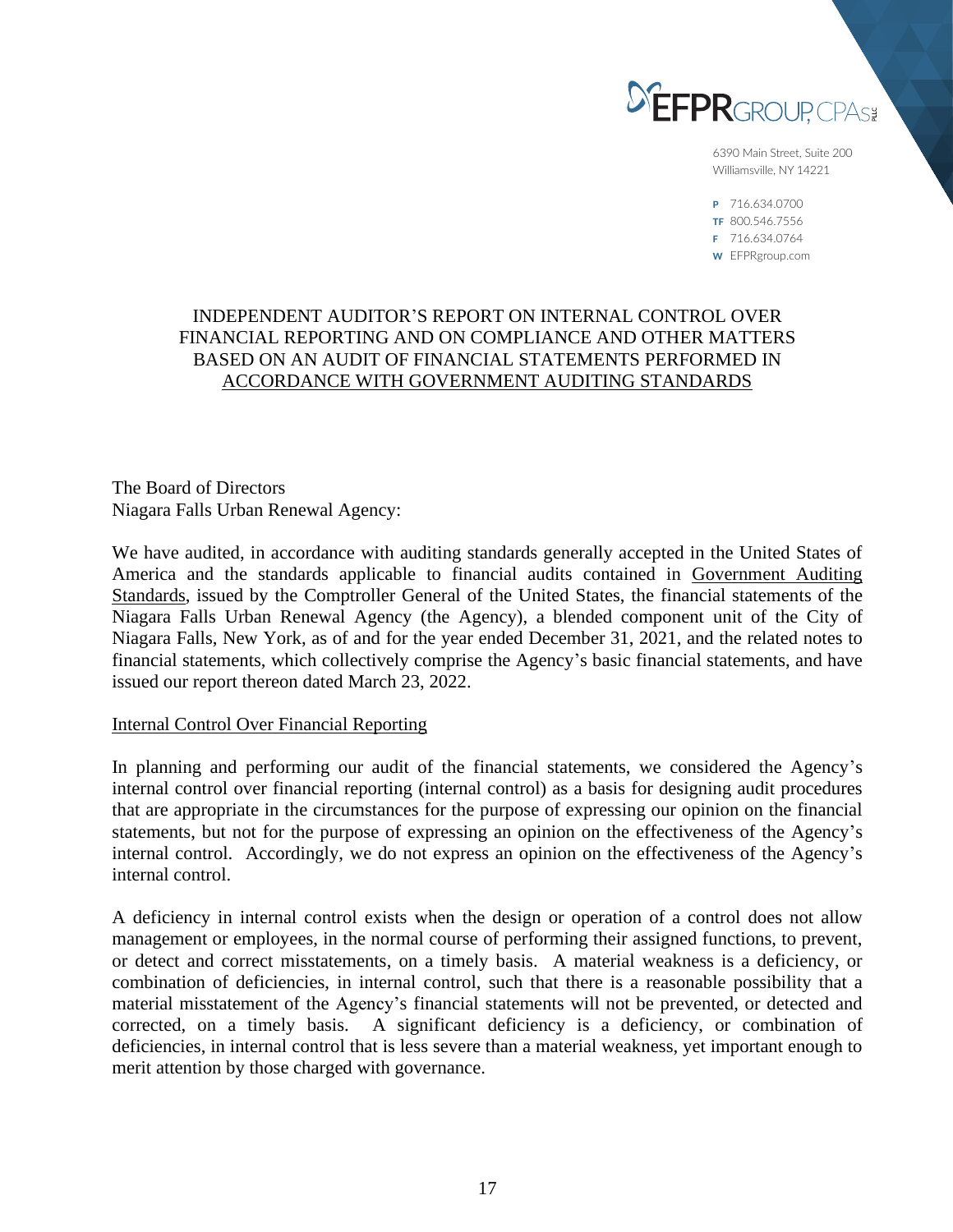EFPR GROUP, CPAs PLLC

6390 Main Street, Suite 200
Williamsville, NY 14221

P 716.634.0700
TF 800.546.7556
F 716.634.0764
W EFPRgroup.com

# INDEPENDENT AUDITOR'S REPORT ON INTERNAL CONTROL OVER FINANCIAL REPORTING AND ON COMPLIANCE AND OTHER MATTERS BASED ON AN AUDIT OF FINANCIAL STATEMENTS PERFORMED IN ACCORDANCE WITH GOVERNMENT AUDITING STANDARDS

The Board of Directors
Niagara Falls Urban Renewal Agency:

We have audited, in accordance with auditing standards generally accepted in the United States of America and the standards applicable to financial audits contained in Government Auditing Standards, issued by the Comptroller General of the United States, the financial statements of the Niagara Falls Urban Renewal Agency (the Agency), a blended component unit of the City of Niagara Falls, New York, as of and for the year ended December 31, 2021, and the related notes to financial statements, which collectively comprise the Agency's basic financial statements, and have issued our report thereon dated March 23, 2022.

## Internal Control Over Financial Reporting

In planning and performing our audit of the financial statements, we considered the Agency's internal control over financial reporting (internal control) as a basis for designing audit procedures that are appropriate in the circumstances for the purpose of expressing our opinion on the financial statements, but not for the purpose of expressing an opinion on the effectiveness of the Agency's internal control. Accordingly, we do not express an opinion on the effectiveness of the Agency's internal control.

A deficiency in internal control exists when the design or operation of a control does not allow management or employees, in the normal course of performing their assigned functions, to prevent, or detect and correct misstatements, on a timely basis. A material weakness is a deficiency, or combination of deficiencies, in internal control, such that there is a reasonable possibility that a material misstatement of the Agency's financial statements will not be prevented, or detected and corrected, on a timely basis. A significant deficiency is a deficiency, or combination of deficiencies, in internal control that is less severe than a material weakness, yet important enough to merit attention by those charged with governance.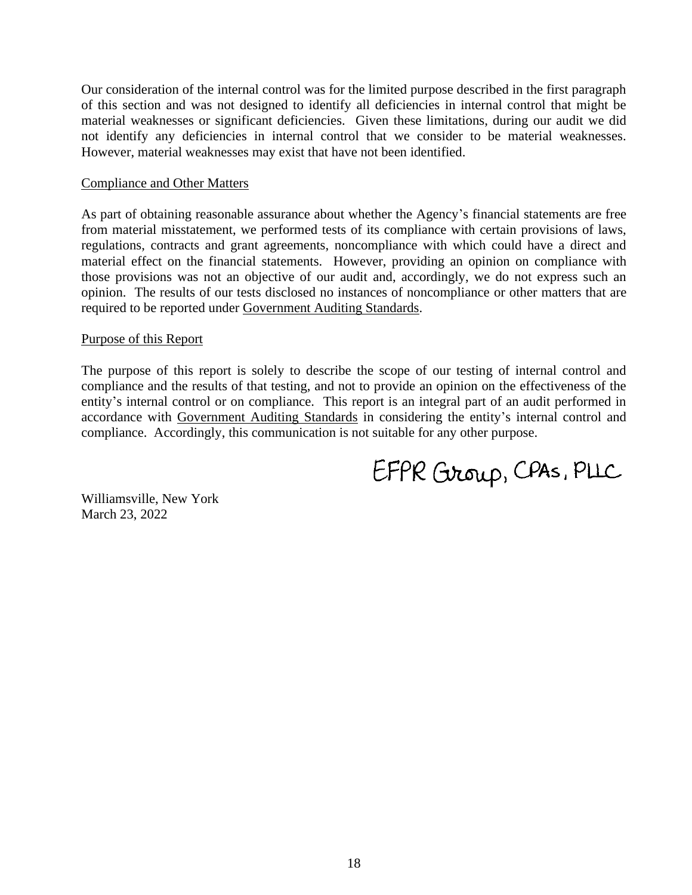Our consideration of the internal control was for the limited purpose described in the first paragraph of this section and was not designed to identify all deficiencies in internal control that might be material weaknesses or significant deficiencies. Given these limitations, during our audit we did not identify any deficiencies in internal control that we consider to be material weaknesses. However, material weaknesses may exist that have not been identified.

Compliance and Other Matters

As part of obtaining reasonable assurance about whether the Agency's financial statements are free from material misstatement, we performed tests of its compliance with certain provisions of laws, regulations, contracts and grant agreements, noncompliance with which could have a direct and material effect on the financial statements. However, providing an opinion on compliance with those provisions was not an objective of our audit and, accordingly, we do not express such an opinion. The results of our tests disclosed no instances of noncompliance or other matters that are required to be reported under Government Auditing Standards.

Purpose of this Report

The purpose of this report is solely to describe the scope of our testing of internal control and compliance and the results of that testing, and not to provide an opinion on the effectiveness of the entity's internal control or on compliance. This report is an integral part of an audit performed in accordance with Government Auditing Standards in considering the entity's internal control and compliance. Accordingly, this communication is not suitable for any other purpose.

EFPR Group, CPAs, PLLC

Williamsville, New York
March 23, 2022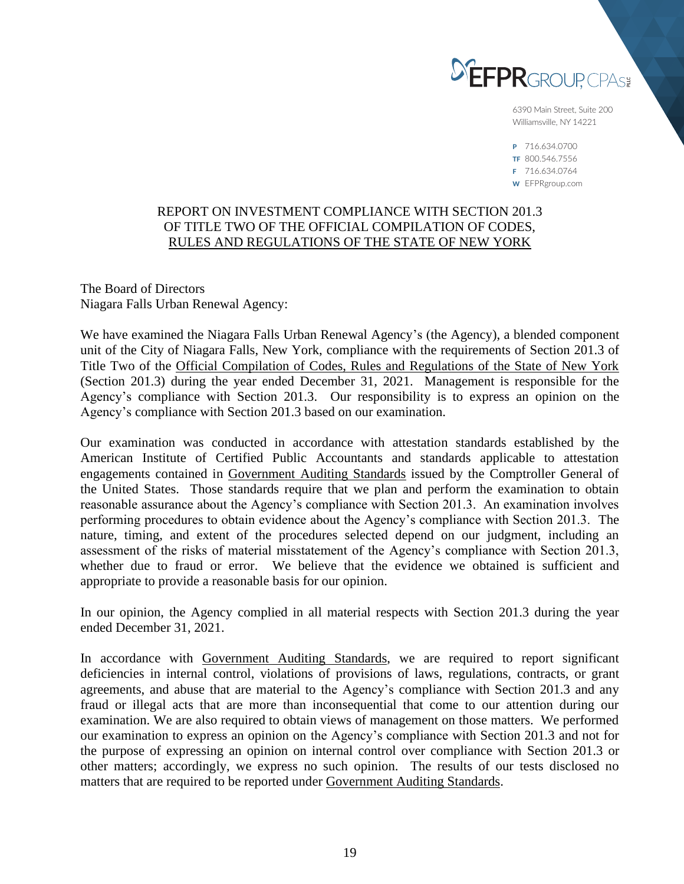EFPR GROUP, CPAs PLLC

6390 Main Street, Suite 200
Williamsville, NY 14221

P 716.634.0700
TF 800.546.7556
F 716.634.0764
W EFPRgroup.com

REPORT ON INVESTMENT COMPLIANCE WITH SECTION 201.3 OF TITLE TWO OF THE OFFICIAL COMPILATION OF CODES, RULES AND REGULATIONS OF THE STATE OF NEW YORK

The Board of Directors
Niagara Falls Urban Renewal Agency:

We have examined the Niagara Falls Urban Renewal Agency's (the Agency), a blended component unit of the City of Niagara Falls, New York, compliance with the requirements of Section 201.3 of Title Two of the Official Compilation of Codes, Rules and Regulations of the State of New York (Section 201.3) during the year ended December 31, 2021. Management is responsible for the Agency's compliance with Section 201.3. Our responsibility is to express an opinion on the Agency's compliance with Section 201.3 based on our examination.

Our examination was conducted in accordance with attestation standards established by the American Institute of Certified Public Accountants and standards applicable to attestation engagements contained in Government Auditing Standards issued by the Comptroller General of the United States. Those standards require that we plan and perform the examination to obtain reasonable assurance about the Agency's compliance with Section 201.3. An examination involves performing procedures to obtain evidence about the Agency's compliance with Section 201.3. The nature, timing, and extent of the procedures selected depend on our judgment, including an assessment of the risks of material misstatement of the Agency's compliance with Section 201.3, whether due to fraud or error. We believe that the evidence we obtained is sufficient and appropriate to provide a reasonable basis for our opinion.

In our opinion, the Agency complied in all material respects with Section 201.3 during the year ended December 31, 2021.

In accordance with Government Auditing Standards, we are required to report significant deficiencies in internal control, violations of provisions of laws, regulations, contracts, or grant agreements, and abuse that are material to the Agency's compliance with Section 201.3 and any fraud or illegal acts that are more than inconsequential that come to our attention during our examination. We are also required to obtain views of management on those matters. We performed our examination to express an opinion on the Agency's compliance with Section 201.3 and not for the purpose of expressing an opinion on internal control over compliance with Section 201.3 or other matters; accordingly, we express no such opinion. The results of our tests disclosed no matters that are required to be reported under Government Auditing Standards.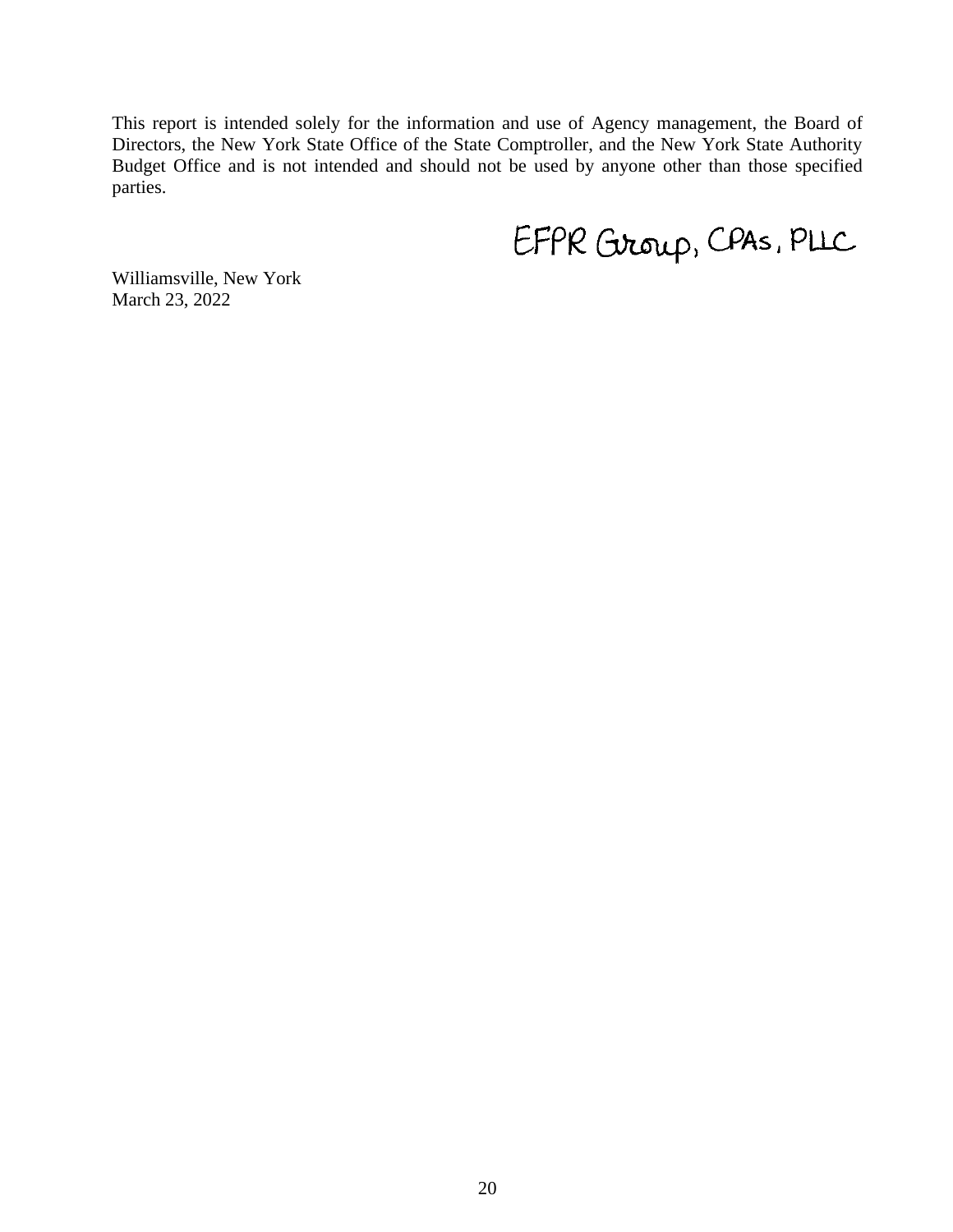This report is intended solely for the information and use of Agency management, the Board of Directors, the New York State Office of the State Comptroller, and the New York State Authority Budget Office and is not intended and should not be used by anyone other than those specified parties.

EFPR Group, CPAs, PLLC

Williamsville, New York
March 23, 2022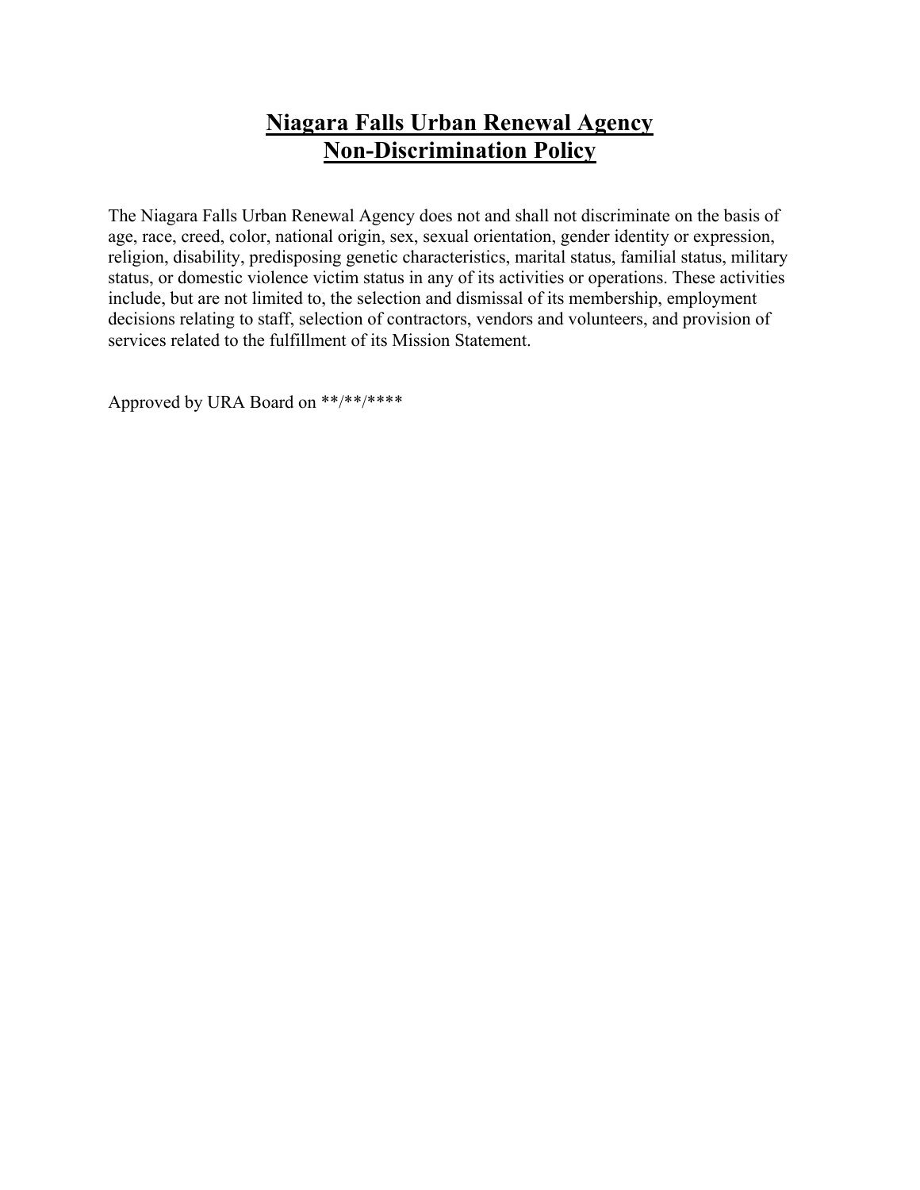# Niagara Falls Urban Renewal Agency
# Non-Discrimination Policy

The Niagara Falls Urban Renewal Agency does not and shall not discriminate on the basis of age, race, creed, color, national origin, sex, sexual orientation, gender identity or expression, religion, disability, predisposing genetic characteristics, marital status, familial status, military status, or domestic violence victim status in any of its activities or operations. These activities include, but are not limited to, the selection and dismissal of its membership, employment decisions relating to staff, selection of contractors, vendors and volunteers, and provision of services related to the fulfillment of its Mission Statement.

Approved by URA Board on **/**/****